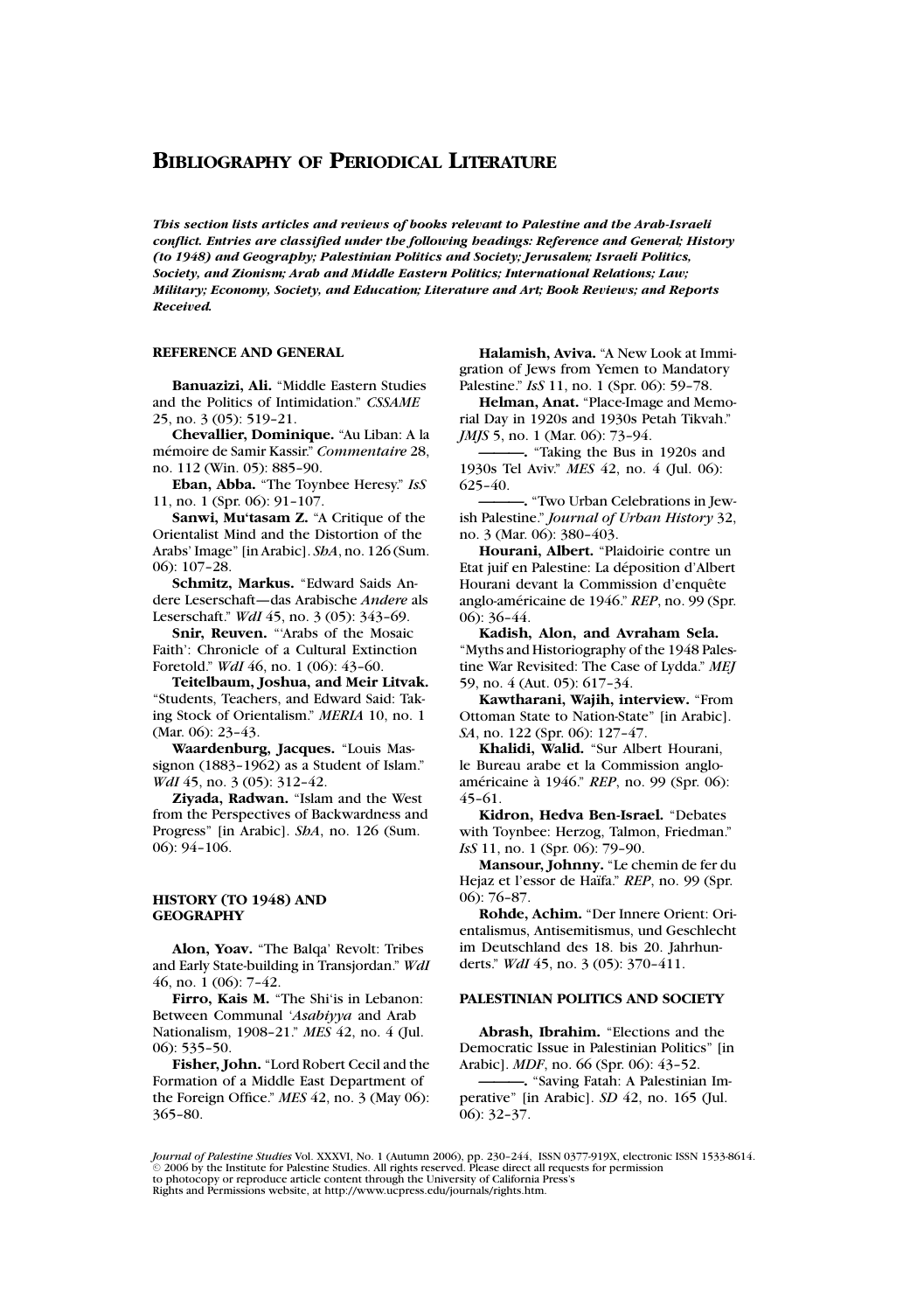# Bibliography of Periodical Literature

***This section lists articles and reviews of books relevant to Palestine and the Arab-Israeli conflict. Entries are classified under the following headings: Reference and General; History (to 1948) and Geography; Palestinian Politics and Society; Jerusalem; Israeli Politics, Society, and Zionism; Arab and Middle Eastern Politics; International Relations; Law; Military; Economy, Society, and Education; Literature and Art; Book Reviews; and Reports Received.***

## REFERENCE AND GENERAL

**Banuazizi, Ali.** "Middle Eastern Studies and the Politics of Intimidation." *CSSAME* 25, no. 3 (05): 519–21.

**Chevallier, Dominique.** "Au Liban: A la mémoire de Samir Kassir." *Commentaire* 28, no. 112 (Win. 05): 885–90.

**Eban, Abba.** "The Toynbee Heresy." *IsS* 11, no. 1 (Spr. 06): 91–107.

**Sanwi, Mu'tasam Z.** "A Critique of the Orientalist Mind and the Distortion of the Arabs' Image" [in Arabic]. *ShA*, no. 126 (Sum. 06): 107–28.

**Schmitz, Markus.** "Edward Saids Andere Leserschaft—das Arabische *Andere* als Leserschaft." *WdI* 45, no. 3 (05): 343–69.

**Snir, Reuven.** "'Arabs of the Mosaic Faith': Chronicle of a Cultural Extinction Foretold." *WdI* 46, no. 1 (06): 43–60.

**Teitelbaum, Joshua, and Meir Litvak.** "Students, Teachers, and Edward Said: Taking Stock of Orientalism." *MERIA* 10, no. 1 (Mar. 06): 23–43.

**Waardenburg, Jacques.** "Louis Massignon (1883–1962) as a Student of Islam." *WdI* 45, no. 3 (05): 312–42.

**Ziyada, Radwan.** "Islam and the West from the Perspectives of Backwardness and Progress" [in Arabic]. *ShA*, no. 126 (Sum. 06): 94–106.

## HISTORY (TO 1948) AND GEOGRAPHY

**Alon, Yoav.** "The Balqa' Revolt: Tribes and Early State-building in Transjordan." *WdI* 46, no. 1 (06): 7–42.

**Firro, Kais M.** "The Shi'is in Lebanon: Between Communal *'Asabiyya* and Arab Nationalism, 1908–21." *MES* 42, no. 4 (Jul. 06): 535–50.

**Fisher, John.** "Lord Robert Cecil and the Formation of a Middle East Department of the Foreign Office." *MES* 42, no. 3 (May 06): 365–80.

**Halamish, Aviva.** "A New Look at Immigration of Jews from Yemen to Mandatory Palestine." *IsS* 11, no. 1 (Spr. 06): 59–78.

**Helman, Anat.** "Place-Image and Memorial Day in 1920s and 1930s Petah Tikvah." *JMJS* 5, no. 1 (Mar. 06): 73–94.

———. "Taking the Bus in 1920s and 1930s Tel Aviv." *MES* 42, no. 4 (Jul. 06): 625–40.

———. "Two Urban Celebrations in Jewish Palestine." *Journal of Urban History* 32, no. 3 (Mar. 06): 380–403.

**Hourani, Albert.** "Plaidoirie contre un Etat juif en Palestine: La déposition d'Albert Hourani devant la Commission d'enquête anglo-américaine de 1946." *REP*, no. 99 (Spr. 06): 36–44.

**Kadish, Alon, and Avraham Sela.** "Myths and Historiography of the 1948 Palestine War Revisited: The Case of Lydda." *MEJ* 59, no. 4 (Aut. 05): 617–34.

**Kawtharani, Wajih, interview.** "From Ottoman State to Nation-State" [in Arabic]. *SA*, no. 122 (Spr. 06): 127–47.

**Khalidi, Walid.** "Sur Albert Hourani, le Bureau arabe et la Commission anglo-américaine à 1946." *REP*, no. 99 (Spr. 06): 45–61.

**Kidron, Hedva Ben-Israel.** "Debates with Toynbee: Herzog, Talmon, Friedman." *IsS* 11, no. 1 (Spr. 06): 79–90.

**Mansour, Johnny.** "Le chemin de fer du Hejaz et l'essor de Haïfa." *REP*, no. 99 (Spr. 06): 76–87.

**Rohde, Achim.** "Der Innere Orient: Orientalismus, Antisemitismus, und Geschlecht im Deutschland des 18. bis 20. Jahrhunderts." *WdI* 45, no. 3 (05): 370–411.

## PALESTINIAN POLITICS AND SOCIETY

**Abrash, Ibrahim.** "Elections and the Democratic Issue in Palestinian Politics" [in Arabic]. *MDF*, no. 66 (Spr. 06): 43–52.

———. "Saving Fatah: A Palestinian Imperative" [in Arabic]. *SD* 42, no. 165 (Jul. 06): 32–37.

*Journal of Palestine Studies* Vol. XXXVI, No. 1 (Autumn 2006), pp. 230–244, ISSN 0377-919X, electronic ISSN 1533-8614. © 2006 by the Institute for Palestine Studies. All rights reserved. Please direct all requests for permission to photocopy or reproduce article content through the University of California Press's Rights and Permissions website, at http://www.ucpress.edu/journals/rights.htm.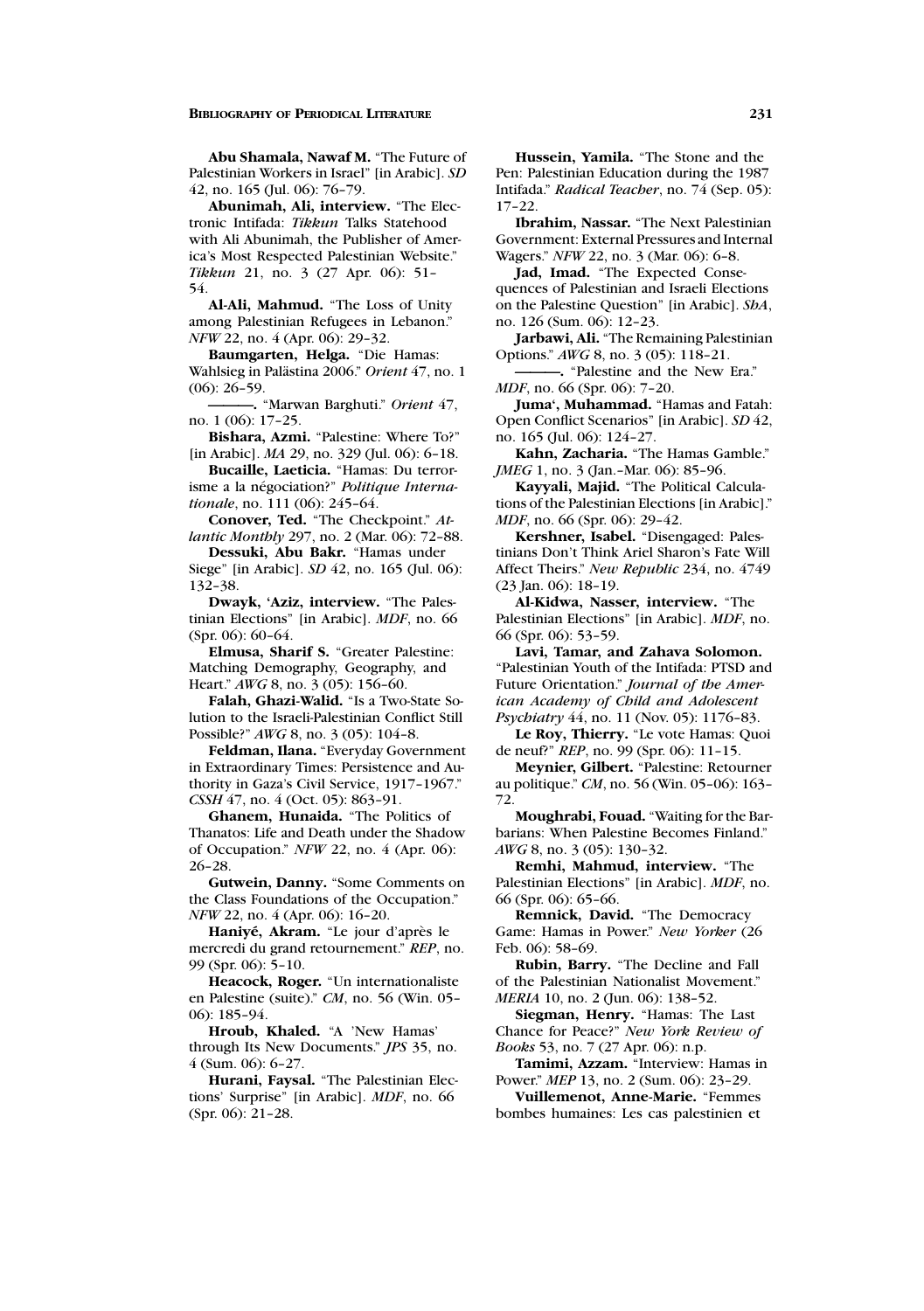**Abu Shamala, Nawaf M.** "The Future of Palestinian Workers in Israel" [in Arabic]. *SD* 42, no. 165 (Jul. 06): 76–79.

**Abunimah, Ali, interview.** "The Electronic Intifada: *Tikkun* Talks Statehood with Ali Abunimah, the Publisher of America's Most Respected Palestinian Website." *Tikkun* 21, no. 3 (27 Apr. 06): 51–54.

**Al-Ali, Mahmud.** "The Loss of Unity among Palestinian Refugees in Lebanon." *NFW* 22, no. 4 (Apr. 06): 29–32.

**Baumgarten, Helga.** "Die Hamas: Wahlsieg in Palästina 2006." *Orient* 47, no. 1 (06): 26–59.

———. "Marwan Barghuti." *Orient* 47, no. 1 (06): 17–25.

**Bishara, Azmi.** "Palestine: Where To?" [in Arabic]. *MA* 29, no. 329 (Jul. 06): 6–18.

**Bucaille, Laeticia.** "Hamas: Du terrorisme a la négociation?" *Politique Internationale*, no. 111 (06): 245–64.

**Conover, Ted.** "The Checkpoint." *Atlantic Monthly* 297, no. 2 (Mar. 06): 72–88.

**Dessuki, Abu Bakr.** "Hamas under Siege" [in Arabic]. *SD* 42, no. 165 (Jul. 06): 132–38.

**Dwayk, 'Aziz, interview.** "The Palestinian Elections" [in Arabic]. *MDF*, no. 66 (Spr. 06): 60–64.

**Elmusa, Sharif S.** "Greater Palestine: Matching Demography, Geography, and Heart." *AWG* 8, no. 3 (05): 156–60.

**Falah, Ghazi-Walid.** "Is a Two-State Solution to the Israeli-Palestinian Conflict Still Possible?" *AWG* 8, no. 3 (05): 104–8.

**Feldman, Ilana.** "Everyday Government in Extraordinary Times: Persistence and Authority in Gaza's Civil Service, 1917–1967." *CSSH* 47, no. 4 (Oct. 05): 863–91.

**Ghanem, Hunaida.** "The Politics of Thanatos: Life and Death under the Shadow of Occupation." *NFW* 22, no. 4 (Apr. 06): 26–28.

**Gutwein, Danny.** "Some Comments on the Class Foundations of the Occupation." *NFW* 22, no. 4 (Apr. 06): 16–20.

**Haniyé, Akram.** "Le jour d'après le mercredi du grand retournement." *REP*, no. 99 (Spr. 06): 5–10.

**Heacock, Roger.** "Un internationaliste en Palestine (suite)." *CM*, no. 56 (Win. 05–06): 185–94.

**Hroub, Khaled.** "A 'New Hamas' through Its New Documents." *JPS* 35, no. 4 (Sum. 06): 6–27.

**Hurani, Faysal.** "The Palestinian Elections' Surprise" [in Arabic]. *MDF*, no. 66 (Spr. 06): 21–28.

**Hussein, Yamila.** "The Stone and the Pen: Palestinian Education during the 1987 Intifada." *Radical Teacher*, no. 74 (Sep. 05): 17–22.

**Ibrahim, Nassar.** "The Next Palestinian Government: External Pressures and Internal Wagers." *NFW* 22, no. 3 (Mar. 06): 6–8.

**Jad, Imad.** "The Expected Consequences of Palestinian and Israeli Elections on the Palestine Question" [in Arabic]. *ShA*, no. 126 (Sum. 06): 12–23.

**Jarbawi, Ali.** "The Remaining Palestinian Options." *AWG* 8, no. 3 (05): 118–21.

———. "Palestine and the New Era." *MDF*, no. 66 (Spr. 06): 7–20.

**Juma', Muhammad.** "Hamas and Fatah: Open Conflict Scenarios" [in Arabic]. *SD* 42, no. 165 (Jul. 06): 124–27.

**Kahn, Zacharia.** "The Hamas Gamble." *JMEG* 1, no. 3 (Jan.–Mar. 06): 85–96.

**Kayyali, Majid.** "The Political Calculations of the Palestinian Elections [in Arabic]." *MDF*, no. 66 (Spr. 06): 29–42.

**Kershner, Isabel.** "Disengaged: Palestinians Don't Think Ariel Sharon's Fate Will Affect Theirs." *New Republic* 234, no. 4749 (23 Jan. 06): 18–19.

**Al-Kidwa, Nasser, interview.** "The Palestinian Elections" [in Arabic]. *MDF*, no. 66 (Spr. 06): 53–59.

**Lavi, Tamar, and Zahava Solomon.** "Palestinian Youth of the Intifada: PTSD and Future Orientation." *Journal of the American Academy of Child and Adolescent Psychiatry* 44, no. 11 (Nov. 05): 1176–83.

**Le Roy, Thierry.** "Le vote Hamas: Quoi de neuf?" *REP*, no. 99 (Spr. 06): 11–15.

**Meynier, Gilbert.** "Palestine: Retourner au politique." *CM*, no. 56 (Win. 05–06): 163–72.

**Moughrabi, Fouad.** "Waiting for the Barbarians: When Palestine Becomes Finland." *AWG* 8, no. 3 (05): 130–32.

**Remhi, Mahmud, interview.** "The Palestinian Elections" [in Arabic]. *MDF*, no. 66 (Spr. 06): 65–66.

**Remnick, David.** "The Democracy Game: Hamas in Power." *New Yorker* (26 Feb. 06): 58–69.

**Rubin, Barry.** "The Decline and Fall of the Palestinian Nationalist Movement." *MERIA* 10, no. 2 (Jun. 06): 138–52.

**Siegman, Henry.** "Hamas: The Last Chance for Peace?" *New York Review of Books* 53, no. 7 (27 Apr. 06): n.p.

**Tamimi, Azzam.** "Interview: Hamas in Power." *MEP* 13, no. 2 (Sum. 06): 23–29.

**Vuillemenot, Anne-Marie.** "Femmes bombes humaines: Les cas palestinien et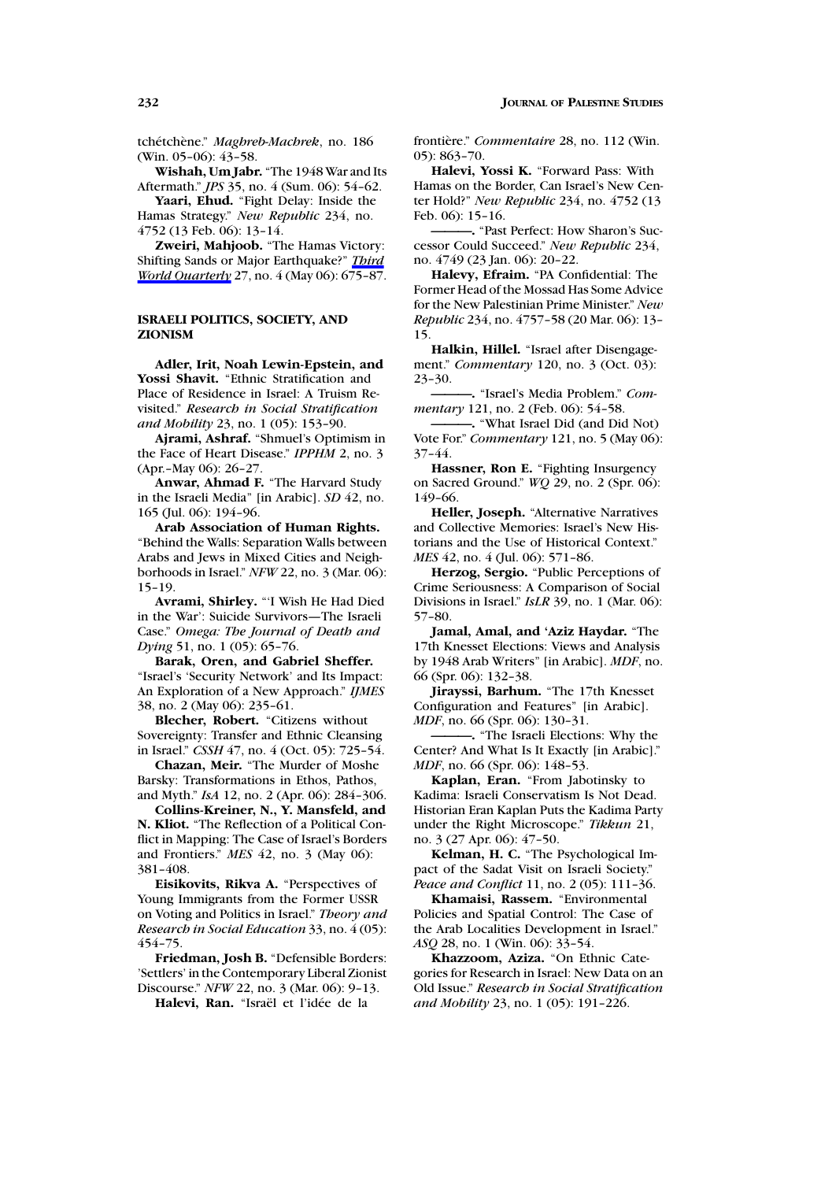tchétchène." *Maghreb-Machrek*, no. 186 (Win. 05–06): 43–58.

**Wishah, Um Jabr.** "The 1948 War and Its Aftermath." *JPS* 35, no. 4 (Sum. 06): 54–62.

**Yaari, Ehud.** "Fight Delay: Inside the Hamas Strategy." *New Republic* 234, no. 4752 (13 Feb. 06): 13–14.

**Zweiri, Mahjoob.** "The Hamas Victory: Shifting Sands or Major Earthquake?" *Third World Quarterly* 27, no. 4 (May 06): 675–87.

### ISRAELI POLITICS, SOCIETY, AND ZIONISM

**Adler, Irit, Noah Lewin-Epstein, and Yossi Shavit.** "Ethnic Stratification and Place of Residence in Israel: A Truism Revisited." *Research in Social Stratification and Mobility* 23, no. 1 (05): 153–90.

**Ajrami, Ashraf.** "Shmuel's Optimism in the Face of Heart Disease." *IPPHM* 2, no. 3 (Apr.–May 06): 26–27.

**Anwar, Ahmad F.** "The Harvard Study in the Israeli Media" [in Arabic]. *SD* 42, no. 165 (Jul. 06): 194–96.

**Arab Association of Human Rights.** "Behind the Walls: Separation Walls between Arabs and Jews in Mixed Cities and Neighborhoods in Israel." *NFW* 22, no. 3 (Mar. 06): 15–19.

**Avrami, Shirley.** "'I Wish He Had Died in the War': Suicide Survivors—The Israeli Case." *Omega: The Journal of Death and Dying* 51, no. 1 (05): 65–76.

**Barak, Oren, and Gabriel Sheffer.** "Israel's 'Security Network' and Its Impact: An Exploration of a New Approach." *IJMES* 38, no. 2 (May 06): 235–61.

**Blecher, Robert.** "Citizens without Sovereignty: Transfer and Ethnic Cleansing in Israel." *CSSH* 47, no. 4 (Oct. 05): 725–54.

**Chazan, Meir.** "The Murder of Moshe Barsky: Transformations in Ethos, Pathos, and Myth." *IsA* 12, no. 2 (Apr. 06): 284–306.

**Collins-Kreiner, N., Y. Mansfeld, and N. Kliot.** "The Reflection of a Political Conflict in Mapping: The Case of Israel's Borders and Frontiers." *MES* 42, no. 3 (May 06): 381–408.

**Eisikovits, Rikva A.** "Perspectives of Young Immigrants from the Former USSR on Voting and Politics in Israel." *Theory and Research in Social Education* 33, no. 4 (05): 454–75.

**Friedman, Josh B.** "Defensible Borders: 'Settlers' in the Contemporary Liberal Zionist Discourse." *NFW* 22, no. 3 (Mar. 06): 9–13.

**Halevi, Ran.** "Israël et l'idée de la frontière." *Commentaire* 28, no. 112 (Win. 05): 863–70.

**Halevi, Yossi K.** "Forward Pass: With Hamas on the Border, Can Israel's New Center Hold?" *New Republic* 234, no. 4752 (13 Feb. 06): 15–16.

———. "Past Perfect: How Sharon's Successor Could Succeed." *New Republic* 234, no. 4749 (23 Jan. 06): 20–22.

**Halevy, Efraim.** "PA Confidential: The Former Head of the Mossad Has Some Advice for the New Palestinian Prime Minister." *New Republic* 234, no. 4757–58 (20 Mar. 06): 13–15.

**Halkin, Hillel.** "Israel after Disengagement." *Commentary* 120, no. 3 (Oct. 03): 23–30.

———. "Israel's Media Problem." *Commentary* 121, no. 2 (Feb. 06): 54–58.

———. "What Israel Did (and Did Not) Vote For." *Commentary* 121, no. 5 (May 06): 37–44.

**Hassner, Ron E.** "Fighting Insurgency on Sacred Ground." *WQ* 29, no. 2 (Spr. 06): 149–66.

**Heller, Joseph.** "Alternative Narratives and Collective Memories: Israel's New Historians and the Use of Historical Context." *MES* 42, no. 4 (Jul. 06): 571–86.

**Herzog, Sergio.** "Public Perceptions of Crime Seriousness: A Comparison of Social Divisions in Israel." *IsLR* 39, no. 1 (Mar. 06): 57–80.

**Jamal, Amal, and 'Aziz Haydar.** "The 17th Knesset Elections: Views and Analysis by 1948 Arab Writers" [in Arabic]. *MDF*, no. 66 (Spr. 06): 132–38.

**Jirayssi, Barhum.** "The 17th Knesset Configuration and Features" [in Arabic]. *MDF*, no. 66 (Spr. 06): 130–31.

———. "The Israeli Elections: Why the Center? And What Is It Exactly [in Arabic]." *MDF*, no. 66 (Spr. 06): 148–53.

**Kaplan, Eran.** "From Jabotinsky to Kadima: Israeli Conservatism Is Not Dead. Historian Eran Kaplan Puts the Kadima Party under the Right Microscope." *Tikkun* 21, no. 3 (27 Apr. 06): 47–50.

**Kelman, H. C.** "The Psychological Impact of the Sadat Visit on Israeli Society." *Peace and Conflict* 11, no. 2 (05): 111–36.

**Khamaisi, Rassem.** "Environmental Policies and Spatial Control: The Case of the Arab Localities Development in Israel." *ASQ* 28, no. 1 (Win. 06): 33–54.

**Khazzoom, Aziza.** "On Ethnic Categories for Research in Israel: New Data on an Old Issue." *Research in Social Stratification and Mobility* 23, no. 1 (05): 191–226.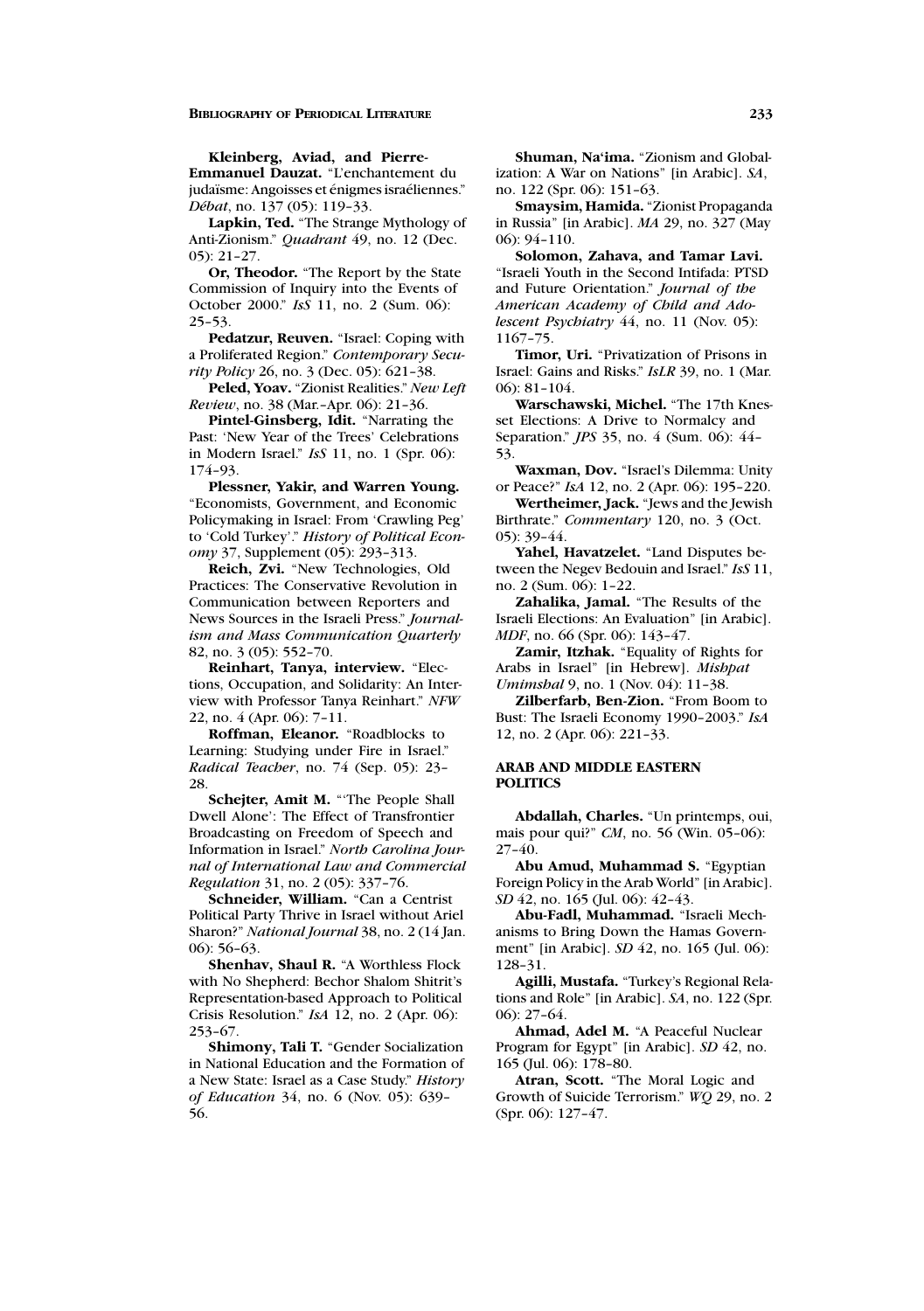**Kleinberg, Aviad, and Pierre-Emmanuel Dauzat.** "L'enchantement du judaïsme: Angoisses et énigmes israéliennes." *Débat*, no. 137 (05): 119–33.

**Lapkin, Ted.** "The Strange Mythology of Anti-Zionism." *Quadrant* 49, no. 12 (Dec. 05): 21–27.

**Or, Theodor.** "The Report by the State Commission of Inquiry into the Events of October 2000." *IsS* 11, no. 2 (Sum. 06): 25–53.

**Pedatzur, Reuven.** "Israel: Coping with a Proliferated Region." *Contemporary Security Policy* 26, no. 3 (Dec. 05): 621–38.

**Peled, Yoav.** "Zionist Realities." *New Left Review*, no. 38 (Mar.–Apr. 06): 21–36.

**Pintel-Ginsberg, Idit.** "Narrating the Past: 'New Year of the Trees' Celebrations in Modern Israel." *IsS* 11, no. 1 (Spr. 06): 174–93.

**Plessner, Yakir, and Warren Young.** "Economists, Government, and Economic Policymaking in Israel: From 'Crawling Peg' to 'Cold Turkey'." *History of Political Economy* 37, Supplement (05): 293–313.

**Reich, Zvi.** "New Technologies, Old Practices: The Conservative Revolution in Communication between Reporters and News Sources in the Israeli Press." *Journalism and Mass Communication Quarterly* 82, no. 3 (05): 552–70.

**Reinhart, Tanya, interview.** "Elections, Occupation, and Solidarity: An Interview with Professor Tanya Reinhart." *NFW* 22, no. 4 (Apr. 06): 7–11.

**Roffman, Eleanor.** "Roadblocks to Learning: Studying under Fire in Israel." *Radical Teacher*, no. 74 (Sep. 05): 23–28.

**Schejter, Amit M.** "'The People Shall Dwell Alone': The Effect of Transfrontier Broadcasting on Freedom of Speech and Information in Israel." *North Carolina Journal of International Law and Commercial Regulation* 31, no. 2 (05): 337–76.

**Schneider, William.** "Can a Centrist Political Party Thrive in Israel without Ariel Sharon?" *National Journal* 38, no. 2 (14 Jan. 06): 56–63.

**Shenhav, Shaul R.** "A Worthless Flock with No Shepherd: Bechor Shalom Shitrit's Representation-based Approach to Political Crisis Resolution." *IsA* 12, no. 2 (Apr. 06): 253–67.

**Shimony, Tali T.** "Gender Socialization in National Education and the Formation of a New State: Israel as a Case Study." *History of Education* 34, no. 6 (Nov. 05): 639–56.

**Shuman, Na'ima.** "Zionism and Globalization: A War on Nations" [in Arabic]. *SA*, no. 122 (Spr. 06): 151–63.

**Smaysim, Hamida.** "Zionist Propaganda in Russia" [in Arabic]. *MA* 29, no. 327 (May 06): 94–110.

**Solomon, Zahava, and Tamar Lavi.** "Israeli Youth in the Second Intifada: PTSD and Future Orientation." *Journal of the American Academy of Child and Adolescent Psychiatry* 44, no. 11 (Nov. 05): 1167–75.

**Timor, Uri.** "Privatization of Prisons in Israel: Gains and Risks." *IsLR* 39, no. 1 (Mar. 06): 81–104.

**Warschawski, Michel.** "The 17th Knesset Elections: A Drive to Normalcy and Separation." *JPS* 35, no. 4 (Sum. 06): 44–53.

**Waxman, Dov.** "Israel's Dilemma: Unity or Peace?" *IsA* 12, no. 2 (Apr. 06): 195–220.

**Wertheimer, Jack.** "Jews and the Jewish Birthrate." *Commentary* 120, no. 3 (Oct. 05): 39–44.

**Yahel, Havatzelet.** "Land Disputes between the Negev Bedouin and Israel." *IsS* 11, no. 2 (Sum. 06): 1–22.

**Zahalika, Jamal.** "The Results of the Israeli Elections: An Evaluation" [in Arabic]. *MDF*, no. 66 (Spr. 06): 143–47.

**Zamir, Itzhak.** "Equality of Rights for Arabs in Israel" [in Hebrew]. *Mishpat Umimshal* 9, no. 1 (Nov. 04): 11–38.

**Zilberfarb, Ben-Zion.** "From Boom to Bust: The Israeli Economy 1990–2003." *IsA* 12, no. 2 (Apr. 06): 221–33.

## ARAB AND MIDDLE EASTERN POLITICS

**Abdallah, Charles.** "Un printemps, oui, mais pour qui?" *CM*, no. 56 (Win. 05–06): 27–40.

**Abu Amud, Muhammad S.** "Egyptian Foreign Policy in the Arab World" [in Arabic]. *SD* 42, no. 165 (Jul. 06): 42–43.

**Abu-Fadl, Muhammad.** "Israeli Mechanisms to Bring Down the Hamas Government" [in Arabic]. *SD* 42, no. 165 (Jul. 06): 128–31.

**Agilli, Mustafa.** "Turkey's Regional Relations and Role" [in Arabic]. *SA*, no. 122 (Spr. 06): 27–64.

**Ahmad, Adel M.** "A Peaceful Nuclear Program for Egypt" [in Arabic]. *SD* 42, no. 165 (Jul. 06): 178–80.

**Atran, Scott.** "The Moral Logic and Growth of Suicide Terrorism." *WQ* 29, no. 2 (Spr. 06): 127–47.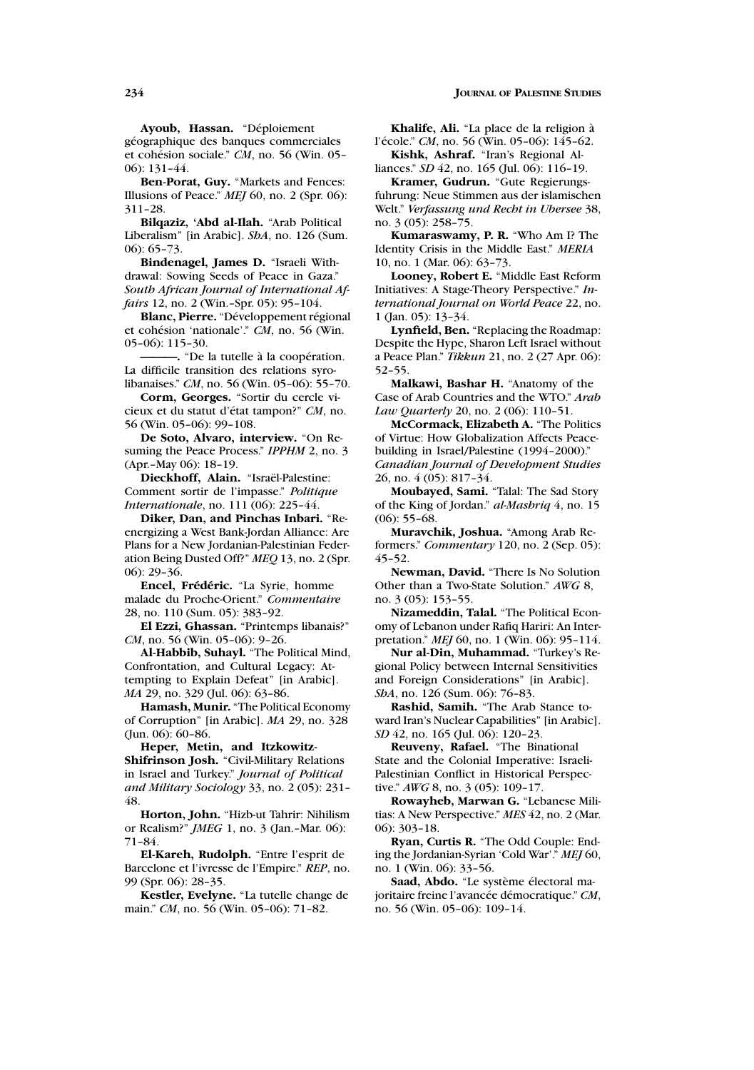**Ayoub, Hassan.** "Déploiement géographique des banques commerciales et cohésion sociale." *CM*, no. 56 (Win. 05–06): 131–44.

**Ben-Porat, Guy.** "Markets and Fences: Illusions of Peace." *MEJ* 60, no. 2 (Spr. 06): 311–28.

**Bilqaziz, 'Abd al-Ilah.** "Arab Political Liberalism" [in Arabic]. *ShA*, no. 126 (Sum. 06): 65–73.

**Bindenagel, James D.** "Israeli Withdrawal: Sowing Seeds of Peace in Gaza." *South African Journal of International Affairs* 12, no. 2 (Win.–Spr. 05): 95–104.

**Blanc, Pierre.** "Développement régional et cohésion 'nationale'." *CM*, no. 56 (Win. 05–06): 115–30.

———. "De la tutelle à la coopération. La difficile transition des relations syro-libanaises." *CM*, no. 56 (Win. 05–06): 55–70.

**Corm, Georges.** "Sortir du cercle vicieux et du statut d'état tampon?" *CM*, no. 56 (Win. 05–06): 99–108.

**De Soto, Alvaro, interview.** "On Resuming the Peace Process." *IPPHM* 2, no. 3 (Apr.–May 06): 18–19.

**Dieckhoff, Alain.** "Israël-Palestine: Comment sortir de l'impasse." *Politique Internationale*, no. 111 (06): 225–44.

**Diker, Dan, and Pinchas Inbari.** "Reenergizing a West Bank-Jordan Alliance: Are Plans for a New Jordanian-Palestinian Federation Being Dusted Off?" *MEQ* 13, no. 2 (Spr. 06): 29–36.

**Encel, Frédéric.** "La Syrie, homme malade du Proche-Orient." *Commentaire* 28, no. 110 (Sum. 05): 383–92.

**El Ezzi, Ghassan.** "Printemps libanais?" *CM*, no. 56 (Win. 05–06): 9–26.

**Al-Habbib, Suhayl.** "The Political Mind, Confrontation, and Cultural Legacy: Attempting to Explain Defeat" [in Arabic]. *MA* 29, no. 329 (Jul. 06): 63–86.

**Hamash, Munir.** "The Political Economy of Corruption" [in Arabic]. *MA* 29, no. 328 (Jun. 06): 60–86.

**Heper, Metin, and Itzkowitz-Shifrinson Josh.** "Civil-Military Relations in Israel and Turkey." *Journal of Political and Military Sociology* 33, no. 2 (05): 231–48.

**Horton, John.** "Hizb-ut Tahrir: Nihilism or Realism?" *JMEG* 1, no. 3 (Jan.–Mar. 06): 71–84.

**El-Kareh, Rudolph.** "Entre l'esprit de Barcelone et l'ivresse de l'Empire." *REP*, no. 99 (Spr. 06): 28–35.

**Kestler, Evelyne.** "La tutelle change de main." *CM*, no. 56 (Win. 05–06): 71–82.

**Khalife, Ali.** "La place de la religion à l'école." *CM*, no. 56 (Win. 05–06): 145–62.

**Kishk, Ashraf.** "Iran's Regional Alliances." *SD* 42, no. 165 (Jul. 06): 116–19.

**Kramer, Gudrun.** "Gute Regierungsfuhrung: Neue Stimmen aus der islamischen Welt." *Verfassung und Recht in Ubersee* 38, no. 3 (05): 258–75.

**Kumaraswamy, P. R.** "Who Am I? The Identity Crisis in the Middle East." *MERIA* 10, no. 1 (Mar. 06): 63–73.

**Looney, Robert E.** "Middle East Reform Initiatives: A Stage-Theory Perspective." *International Journal on World Peace* 22, no. 1 (Jan. 05): 13–34.

**Lynfield, Ben.** "Replacing the Roadmap: Despite the Hype, Sharon Left Israel without a Peace Plan." *Tikkun* 21, no. 2 (27 Apr. 06): 52–55.

**Malkawi, Bashar H.** "Anatomy of the Case of Arab Countries and the WTO." *Arab Law Quarterly* 20, no. 2 (06): 110–51.

**McCormack, Elizabeth A.** "The Politics of Virtue: How Globalization Affects Peacebuilding in Israel/Palestine (1994–2000)." *Canadian Journal of Development Studies* 26, no. 4 (05): 817–34.

**Moubayed, Sami.** "Talal: The Sad Story of the King of Jordan." *al-Mashriq* 4, no. 15 (06): 55–68.

**Muravchik, Joshua.** "Among Arab Reformers." *Commentary* 120, no. 2 (Sep. 05): 45–52.

**Newman, David.** "There Is No Solution Other than a Two-State Solution." *AWG* 8, no. 3 (05): 153–55.

**Nizameddin, Talal.** "The Political Economy of Lebanon under Rafiq Hariri: An Interpretation." *MEJ* 60, no. 1 (Win. 06): 95–114.

**Nur al-Din, Muhammad.** "Turkey's Regional Policy between Internal Sensitivities and Foreign Considerations" [in Arabic]. *ShA*, no. 126 (Sum. 06): 76–83.

**Rashid, Samih.** "The Arab Stance toward Iran's Nuclear Capabilities" [in Arabic]. *SD* 42, no. 165 (Jul. 06): 120–23.

**Reuveny, Rafael.** "The Binational State and the Colonial Imperative: Israeli-Palestinian Conflict in Historical Perspective." *AWG* 8, no. 3 (05): 109–17.

**Rowayheb, Marwan G.** "Lebanese Militias: A New Perspective." *MES* 42, no. 2 (Mar. 06): 303–18.

**Ryan, Curtis R.** "The Odd Couple: Ending the Jordanian-Syrian 'Cold War'." *MEJ* 60, no. 1 (Win. 06): 33–56.

**Saad, Abdo.** "Le système électoral majoritaire freine l'avancée démocratique." *CM*, no. 56 (Win. 05–06): 109–14.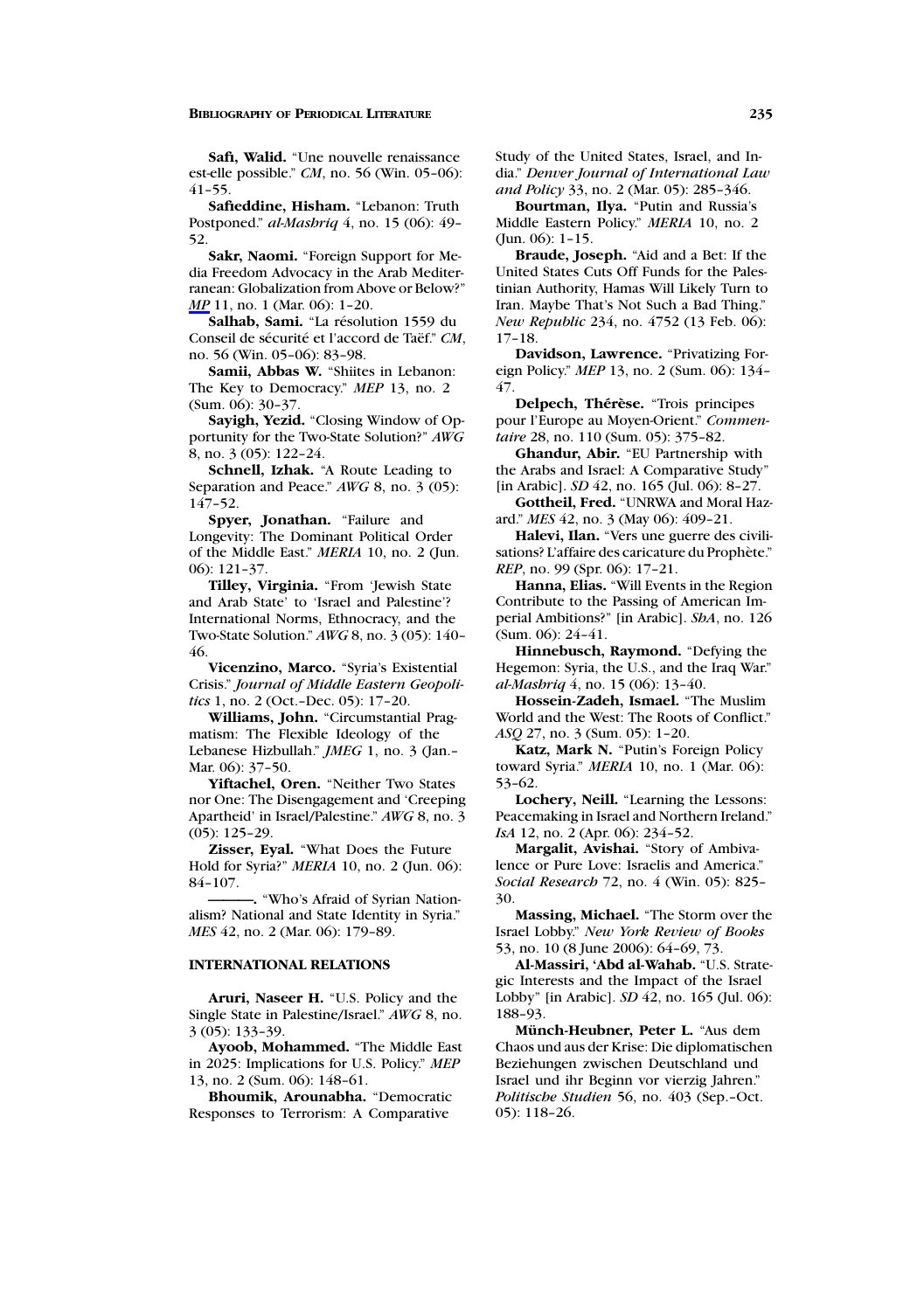**Safi, Walid.** "Une nouvelle renaissance est-elle possible." *CM*, no. 56 (Win. 05–06): 41–55.

**Safieddine, Hisham.** "Lebanon: Truth Postponed." *al-Mashriq* 4, no. 15 (06): 49–52.

**Sakr, Naomi.** "Foreign Support for Media Freedom Advocacy in the Arab Mediterranean: Globalization from Above or Below?" *MP* 11, no. 1 (Mar. 06): 1–20.

**Salhab, Sami.** "La résolution 1559 du Conseil de sécurité et l'accord de Taëf." *CM*, no. 56 (Win. 05–06): 83–98.

**Samii, Abbas W.** "Shiites in Lebanon: The Key to Democracy." *MEP* 13, no. 2 (Sum. 06): 30–37.

**Sayigh, Yezid.** "Closing Window of Opportunity for the Two-State Solution?" *AWG* 8, no. 3 (05): 122–24.

**Schnell, Izhak.** "A Route Leading to Separation and Peace." *AWG* 8, no. 3 (05): 147–52.

**Spyer, Jonathan.** "Failure and Longevity: The Dominant Political Order of the Middle East." *MERIA* 10, no. 2 (Jun. 06): 121–37.

**Tilley, Virginia.** "From 'Jewish State and Arab State' to 'Israel and Palestine'? International Norms, Ethnocracy, and the Two-State Solution." *AWG* 8, no. 3 (05): 140–46.

**Vicenzino, Marco.** "Syria's Existential Crisis." *Journal of Middle Eastern Geopolitics* 1, no. 2 (Oct.–Dec. 05): 17–20.

**Williams, John.** "Circumstantial Pragmatism: The Flexible Ideology of the Lebanese Hizbullah." *JMEG* 1, no. 3 (Jan.–Mar. 06): 37–50.

**Yiftachel, Oren.** "Neither Two States nor One: The Disengagement and 'Creeping Apartheid' in Israel/Palestine." *AWG* 8, no. 3 (05): 125–29.

**Zisser, Eyal.** "What Does the Future Hold for Syria?" *MERIA* 10, no. 2 (Jun. 06): 84–107.

———. "Who's Afraid of Syrian Nationalism? National and State Identity in Syria." *MES* 42, no. 2 (Mar. 06): 179–89.

#### INTERNATIONAL RELATIONS

**Aruri, Naseer H.** "U.S. Policy and the Single State in Palestine/Israel." *AWG* 8, no. 3 (05): 133–39.

**Ayoob, Mohammed.** "The Middle East in 2025: Implications for U.S. Policy." *MEP* 13, no. 2 (Sum. 06): 148–61.

**Bhoumik, Arounabha.** "Democratic Responses to Terrorism: A Comparative Study of the United States, Israel, and India." *Denver Journal of International Law and Policy* 33, no. 2 (Mar. 05): 285–346.

**Bourtman, Ilya.** "Putin and Russia's Middle Eastern Policy." *MERIA* 10, no. 2 (Jun. 06): 1–15.

**Braude, Joseph.** "Aid and a Bet: If the United States Cuts Off Funds for the Palestinian Authority, Hamas Will Likely Turn to Iran. Maybe That's Not Such a Bad Thing." *New Republic* 234, no. 4752 (13 Feb. 06): 17–18.

**Davidson, Lawrence.** "Privatizing Foreign Policy." *MEP* 13, no. 2 (Sum. 06): 134–47.

**Delpech, Thérèse.** "Trois principes pour l'Europe au Moyen-Orient." *Commentaire* 28, no. 110 (Sum. 05): 375–82.

**Ghandur, Abir.** "EU Partnership with the Arabs and Israel: A Comparative Study" [in Arabic]. *SD* 42, no. 165 (Jul. 06): 8–27.

**Gottheil, Fred.** "UNRWA and Moral Hazard." *MES* 42, no. 3 (May 06): 409–21.

**Halevi, Ilan.** "Vers une guerre des civilisations? L'affaire des caricature du Prophète." *REP*, no. 99 (Spr. 06): 17–21.

**Hanna, Elias.** "Will Events in the Region Contribute to the Passing of American Imperial Ambitions?" [in Arabic]. *ShA*, no. 126 (Sum. 06): 24–41.

**Hinnebusch, Raymond.** "Defying the Hegemon: Syria, the U.S., and the Iraq War." *al-Mashriq* 4, no. 15 (06): 13–40.

**Hossein-Zadeh, Ismael.** "The Muslim World and the West: The Roots of Conflict." *ASQ* 27, no. 3 (Sum. 05): 1–20.

**Katz, Mark N.** "Putin's Foreign Policy toward Syria." *MERIA* 10, no. 1 (Mar. 06): 53–62.

**Lochery, Neill.** "Learning the Lessons: Peacemaking in Israel and Northern Ireland." *IsA* 12, no. 2 (Apr. 06): 234–52.

**Margalit, Avishai.** "Story of Ambivalence or Pure Love: Israelis and America." *Social Research* 72, no. 4 (Win. 05): 825–30.

**Massing, Michael.** "The Storm over the Israel Lobby." *New York Review of Books* 53, no. 10 (8 June 2006): 64–69, 73.

**Al-Massiri, 'Abd al-Wahab.** "U.S. Strategic Interests and the Impact of the Israel Lobby" [in Arabic]. *SD* 42, no. 165 (Jul. 06): 188–93.

**Münch-Heubner, Peter L.** "Aus dem Chaos und aus der Krise: Die diplomatischen Beziehungen zwischen Deutschland und Israel und ihr Beginn vor vierzig Jahren." *Politische Studien* 56, no. 403 (Sep.–Oct. 05): 118–26.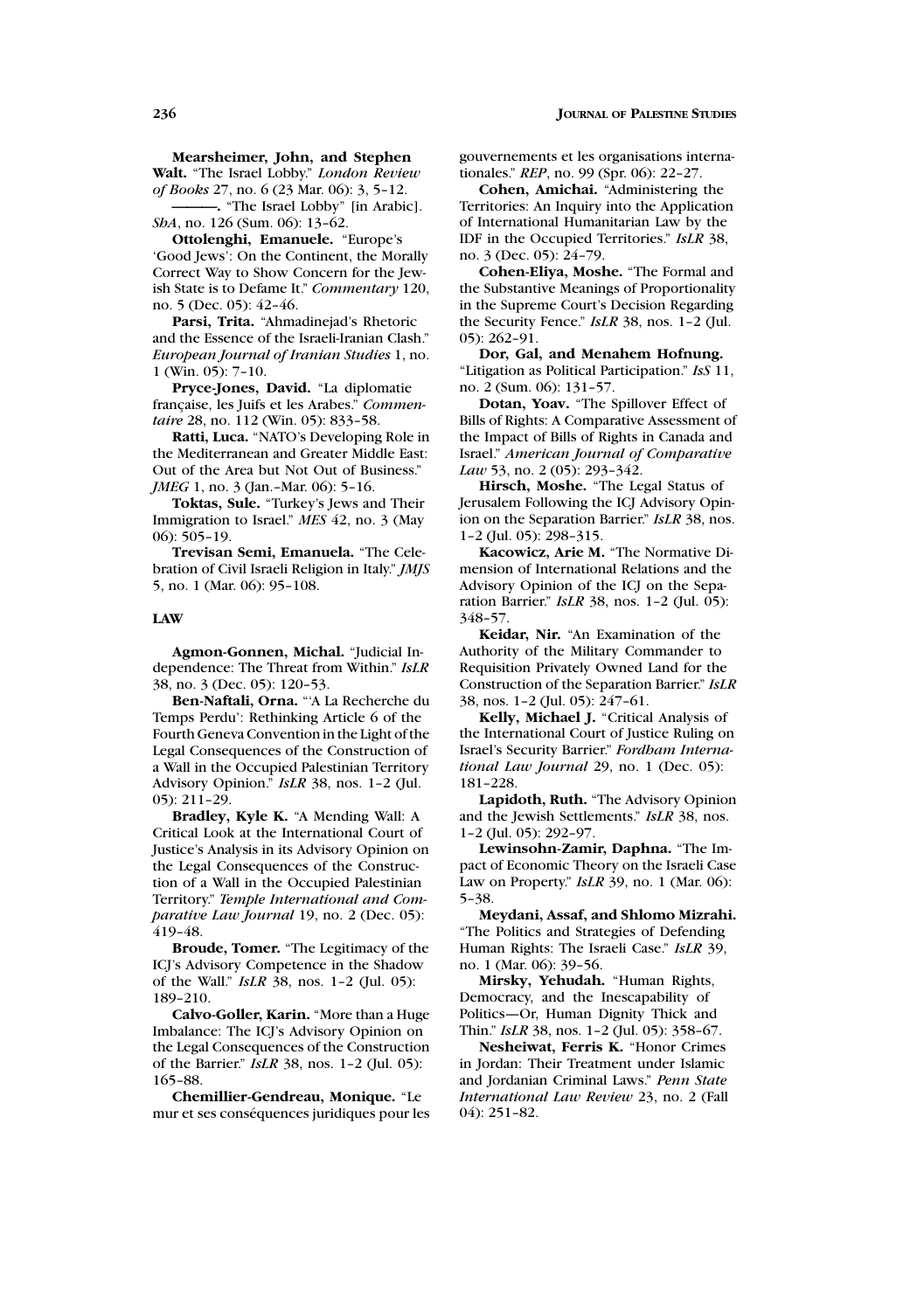**Mearsheimer, John, and Stephen Walt.** "The Israel Lobby." *London Review of Books* 27, no. 6 (23 Mar. 06): 3, 5–12.

———. "The Israel Lobby" [in Arabic]. *ShA*, no. 126 (Sum. 06): 13–62.

**Ottolenghi, Emanuele.** "Europe's 'Good Jews': On the Continent, the Morally Correct Way to Show Concern for the Jewish State is to Defame It." *Commentary* 120, no. 5 (Dec. 05): 42–46.

**Parsi, Trita.** "Ahmadinejad's Rhetoric and the Essence of the Israeli-Iranian Clash." *European Journal of Iranian Studies* 1, no. 1 (Win. 05): 7–10.

**Pryce-Jones, David.** "La diplomatie française, les Juifs et les Arabes." *Commentaire* 28, no. 112 (Win. 05): 833–58.

**Ratti, Luca.** "NATO's Developing Role in the Mediterranean and Greater Middle East: Out of the Area but Not Out of Business." *JMEG* 1, no. 3 (Jan.–Mar. 06): 5–16.

**Toktas, Sule.** "Turkey's Jews and Their Immigration to Israel." *MES* 42, no. 3 (May 06): 505–19.

**Trevisan Semi, Emanuela.** "The Celebration of Civil Israeli Religion in Italy." *JMJS* 5, no. 1 (Mar. 06): 95–108.

## LAW

**Agmon-Gonnen, Michal.** "Judicial Independence: The Threat from Within." *IsLR* 38, no. 3 (Dec. 05): 120–53.

**Ben-Naftali, Orna.** "'A La Recherche du Temps Perdu': Rethinking Article 6 of the Fourth Geneva Convention in the Light of the Legal Consequences of the Construction of a Wall in the Occupied Palestinian Territory Advisory Opinion." *IsLR* 38, nos. 1–2 (Jul. 05): 211–29.

**Bradley, Kyle K.** "A Mending Wall: A Critical Look at the International Court of Justice's Analysis in its Advisory Opinion on the Legal Consequences of the Construction of a Wall in the Occupied Palestinian Territory." *Temple International and Comparative Law Journal* 19, no. 2 (Dec. 05): 419–48.

**Broude, Tomer.** "The Legitimacy of the ICJ's Advisory Competence in the Shadow of the Wall." *IsLR* 38, nos. 1–2 (Jul. 05): 189–210.

**Calvo-Goller, Karin.** "More than a Huge Imbalance: The ICJ's Advisory Opinion on the Legal Consequences of the Construction of the Barrier." *IsLR* 38, nos. 1–2 (Jul. 05): 165–88.

**Chemillier-Gendreau, Monique.** "Le mur et ses conséquences juridiques pour les gouvernements et les organisations internationales." *REP*, no. 99 (Spr. 06): 22–27.

**Cohen, Amichai.** "Administering the Territories: An Inquiry into the Application of International Humanitarian Law by the IDF in the Occupied Territories." *IsLR* 38, no. 3 (Dec. 05): 24–79.

**Cohen-Eliya, Moshe.** "The Formal and the Substantive Meanings of Proportionality in the Supreme Court's Decision Regarding the Security Fence." *IsLR* 38, nos. 1–2 (Jul. 05): 262–91.

**Dor, Gal, and Menahem Hofnung.** "Litigation as Political Participation." *IsS* 11, no. 2 (Sum. 06): 131–57.

**Dotan, Yoav.** "The Spillover Effect of Bills of Rights: A Comparative Assessment of the Impact of Bills of Rights in Canada and Israel." *American Journal of Comparative Law* 53, no. 2 (05): 293–342.

**Hirsch, Moshe.** "The Legal Status of Jerusalem Following the ICJ Advisory Opinion on the Separation Barrier." *IsLR* 38, nos. 1–2 (Jul. 05): 298–315.

**Kacowicz, Arie M.** "The Normative Dimension of International Relations and the Advisory Opinion of the ICJ on the Separation Barrier." *IsLR* 38, nos. 1–2 (Jul. 05): 348–57.

**Keidar, Nir.** "An Examination of the Authority of the Military Commander to Requisition Privately Owned Land for the Construction of the Separation Barrier." *IsLR* 38, nos. 1–2 (Jul. 05): 247–61.

**Kelly, Michael J.** "Critical Analysis of the International Court of Justice Ruling on Israel's Security Barrier." *Fordham International Law Journal* 29, no. 1 (Dec. 05): 181–228.

**Lapidoth, Ruth.** "The Advisory Opinion and the Jewish Settlements." *IsLR* 38, nos. 1–2 (Jul. 05): 292–97.

**Lewinsohn-Zamir, Daphna.** "The Impact of Economic Theory on the Israeli Case Law on Property." *IsLR* 39, no. 1 (Mar. 06): 5–38.

**Meydani, Assaf, and Shlomo Mizrahi.** "The Politics and Strategies of Defending Human Rights: The Israeli Case." *IsLR* 39, no. 1 (Mar. 06): 39–56.

**Mirsky, Yehudah.** "Human Rights, Democracy, and the Inescapability of Politics—Or, Human Dignity Thick and Thin." *IsLR* 38, nos. 1–2 (Jul. 05): 358–67.

**Nesheiwat, Ferris K.** "Honor Crimes in Jordan: Their Treatment under Islamic and Jordanian Criminal Laws." *Penn State International Law Review* 23, no. 2 (Fall 04): 251–82.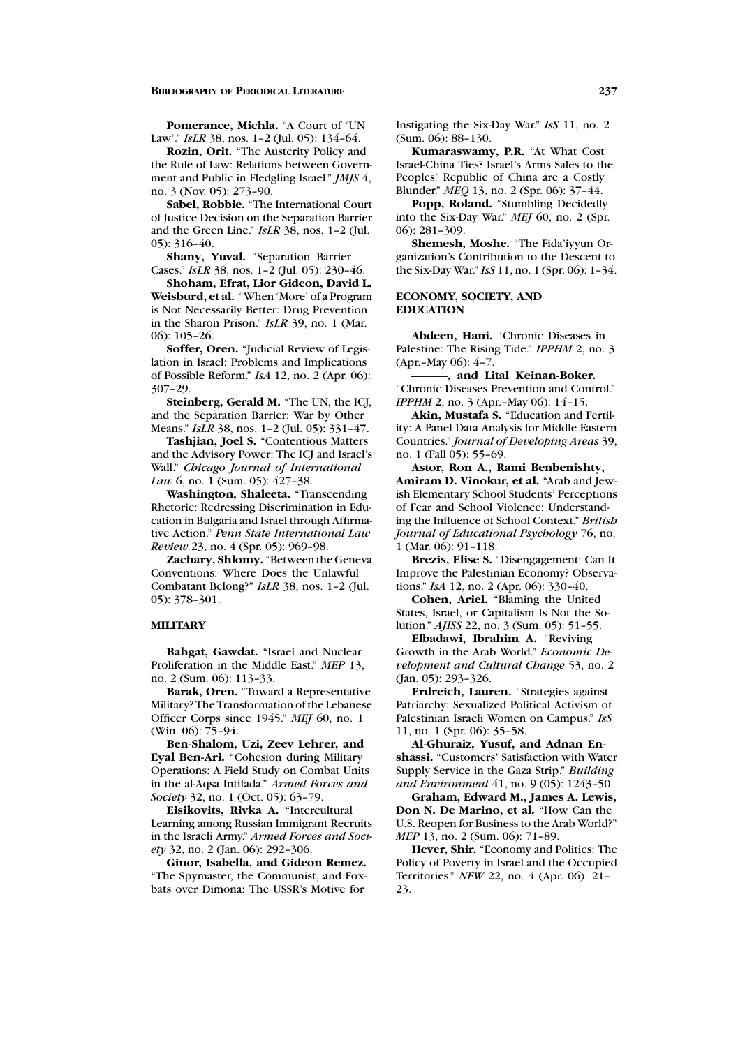**Pomerance, Michla.** "A Court of 'UN Law'." *IsLR* 38, nos. 1–2 (Jul. 05): 134–64.

**Rozin, Orit.** "The Austerity Policy and the Rule of Law: Relations between Government and Public in Fledgling Israel." *JMJS* 4, no. 3 (Nov. 05): 273–90.

**Sabel, Robbie.** "The International Court of Justice Decision on the Separation Barrier and the Green Line." *IsLR* 38, nos. 1–2 (Jul. 05): 316–40.

**Shany, Yuval.** "Separation Barrier Cases." *IsLR* 38, nos. 1–2 (Jul. 05): 230–46.

**Shoham, Efrat, Lior Gideon, David L. Weisburd, et al.** "When 'More' of a Program is Not Necessarily Better: Drug Prevention in the Sharon Prison." *IsLR* 39, no. 1 (Mar. 06): 105–26.

**Soffer, Oren.** "Judicial Review of Legislation in Israel: Problems and Implications of Possible Reform." *IsA* 12, no. 2 (Apr. 06): 307–29.

**Steinberg, Gerald M.** "The UN, the ICJ, and the Separation Barrier: War by Other Means." *IsLR* 38, nos. 1–2 (Jul. 05): 331–47.

**Tashjian, Joel S.** "Contentious Matters and the Advisory Power: The ICJ and Israel's Wall." *Chicago Journal of International Law* 6, no. 1 (Sum. 05): 427–38.

**Washington, Shaleeta.** "Transcending Rhetoric: Redressing Discrimination in Education in Bulgaria and Israel through Affirmative Action." *Penn State International Law Review* 23, no. 4 (Spr. 05): 969–98.

**Zachary, Shlomy.** "Between the Geneva Conventions: Where Does the Unlawful Combatant Belong?" *IsLR* 38, nos. 1–2 (Jul. 05): 378–301.

## MILITARY

**Bahgat, Gawdat.** "Israel and Nuclear Proliferation in the Middle East." *MEP* 13, no. 2 (Sum. 06): 113–33.

**Barak, Oren.** "Toward a Representative Military? The Transformation of the Lebanese Officer Corps since 1945." *MEJ* 60, no. 1 (Win. 06): 75–94.

**Ben-Shalom, Uzi, Zeev Lehrer, and Eyal Ben-Ari.** "Cohesion during Military Operations: A Field Study on Combat Units in the al-Aqsa Intifada." *Armed Forces and Society* 32, no. 1 (Oct. 05): 63–79.

**Eisikovits, Rivka A.** "Intercultural Learning among Russian Immigrant Recruits in the Israeli Army." *Armed Forces and Society* 32, no. 2 (Jan. 06): 292–306.

**Ginor, Isabella, and Gideon Remez.** "The Spymaster, the Communist, and Foxbats over Dimona: The USSR's Motive for Instigating the Six-Day War." *IsS* 11, no. 2 (Sum. 06): 88–130.

**Kumaraswamy, P.R.** "At What Cost Israel-China Ties? Israel's Arms Sales to the Peoples' Republic of China are a Costly Blunder." *MEQ* 13, no. 2 (Spr. 06): 37–44.

**Popp, Roland.** "Stumbling Decidedly into the Six-Day War." *MEJ* 60, no. 2 (Spr. 06): 281–309.

**Shemesh, Moshe.** "The Fida'iyyun Organization's Contribution to the Descent to the Six-Day War." *IsS* 11, no. 1 (Spr. 06): 1–34.

## ECONOMY, SOCIETY, AND EDUCATION

**Abdeen, Hani.** "Chronic Diseases in Palestine: The Rising Tide." *IPPHM* 2, no. 3 (Apr.–May 06): 4–7.

**———, and Lital Keinan-Boker.** "Chronic Diseases Prevention and Control." *IPPHM* 2, no. 3 (Apr.–May 06): 14–15.

**Akin, Mustafa S.** "Education and Fertility: A Panel Data Analysis for Middle Eastern Countries." *Journal of Developing Areas* 39, no. 1 (Fall 05): 55–69.

**Astor, Ron A., Rami Benbenishty, Amiram D. Vinokur, et al.** "Arab and Jewish Elementary School Students' Perceptions of Fear and School Violence: Understanding the Influence of School Context." *British Journal of Educational Psychology* 76, no. 1 (Mar. 06): 91–118.

**Brezis, Elise S.** "Disengagement: Can It Improve the Palestinian Economy? Observations." *IsA* 12, no. 2 (Apr. 06): 330–40.

**Cohen, Ariel.** "Blaming the United States, Israel, or Capitalism Is Not the Solution." *AJISS* 22, no. 3 (Sum. 05): 51–55.

**Elbadawi, Ibrahim A.** "Reviving Growth in the Arab World." *Economic Development and Cultural Change* 53, no. 2 (Jan. 05): 293–326.

**Erdreich, Lauren.** "Strategies against Patriarchy: Sexualized Political Activism of Palestinian Israeli Women on Campus." *IsS* 11, no. 1 (Spr. 06): 35–58.

**Al-Ghuraiz, Yusuf, and Adnan Enshassi.** "Customers' Satisfaction with Water Supply Service in the Gaza Strip." *Building and Environment* 41, no. 9 (05): 1243–50.

**Graham, Edward M., James A. Lewis, Don N. De Marino, et al.** "How Can the U.S. Reopen for Business to the Arab World?" *MEP* 13, no. 2 (Sum. 06): 71–89.

**Hever, Shir.** "Economy and Politics: The Policy of Poverty in Israel and the Occupied Territories." *NFW* 22, no. 4 (Apr. 06): 21–23.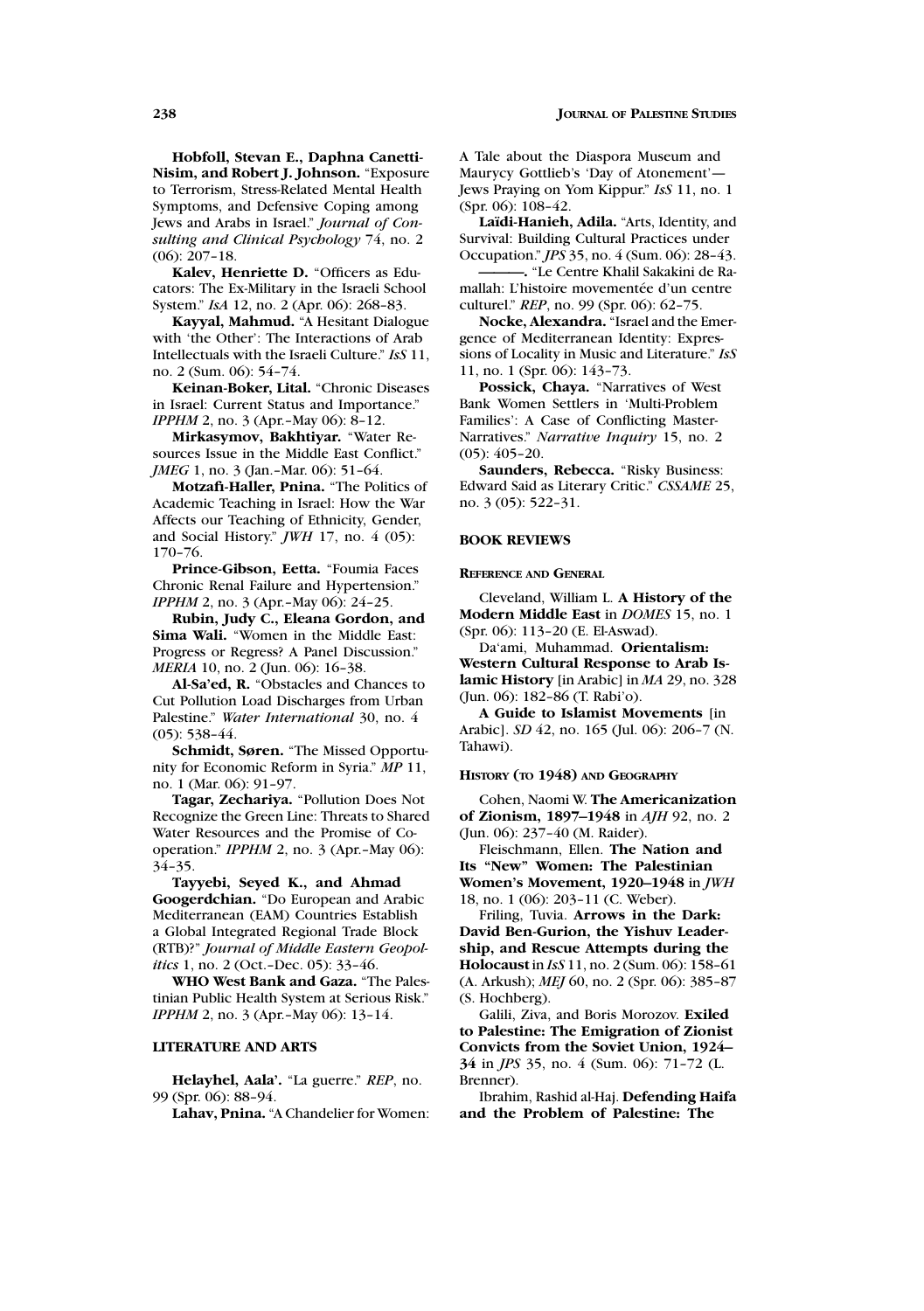**Hobfoll, Stevan E., Daphna Canetti-Nisim, and Robert J. Johnson.** "Exposure to Terrorism, Stress-Related Mental Health Symptoms, and Defensive Coping among Jews and Arabs in Israel." *Journal of Consulting and Clinical Psychology* 74, no. 2 (06): 207–18.

**Kalev, Henriette D.** "Officers as Educators: The Ex-Military in the Israeli School System." *IsA* 12, no. 2 (Apr. 06): 268–83.

**Kayyal, Mahmud.** "A Hesitant Dialogue with 'the Other': The Interactions of Arab Intellectuals with the Israeli Culture." *IsS* 11, no. 2 (Sum. 06): 54–74.

**Keinan-Boker, Lital.** "Chronic Diseases in Israel: Current Status and Importance." *IPPHM* 2, no. 3 (Apr.–May 06): 8–12.

**Mirkasymov, Bakhtiyar.** "Water Resources Issue in the Middle East Conflict." *JMEG* 1, no. 3 (Jan.–Mar. 06): 51–64.

**Motzafi-Haller, Pnina.** "The Politics of Academic Teaching in Israel: How the War Affects our Teaching of Ethnicity, Gender, and Social History." *JWH* 17, no. 4 (05): 170–76.

**Prince-Gibson, Eetta.** "Foumia Faces Chronic Renal Failure and Hypertension." *IPPHM* 2, no. 3 (Apr.–May 06): 24–25.

**Rubin, Judy C., Eleana Gordon, and Sima Wali.** "Women in the Middle East: Progress or Regress? A Panel Discussion." *MERIA* 10, no. 2 (Jun. 06): 16–38.

**Al-Sa'ed, R.** "Obstacles and Chances to Cut Pollution Load Discharges from Urban Palestine." *Water International* 30, no. 4 (05): 538–44.

**Schmidt, Søren.** "The Missed Opportunity for Economic Reform in Syria." *MP* 11, no. 1 (Mar. 06): 91–97.

**Tagar, Zechariya.** "Pollution Does Not Recognize the Green Line: Threats to Shared Water Resources and the Promise of Cooperation." *IPPHM* 2, no. 3 (Apr.–May 06): 34–35.

**Tayyebi, Seyed K., and Ahmad Googerdchian.** "Do European and Arabic Mediterranean (EAM) Countries Establish a Global Integrated Regional Trade Block (RTB)?" *Journal of Middle Eastern Geopolitics* 1, no. 2 (Oct.–Dec. 05): 33–46.

**WHO West Bank and Gaza.** "The Palestinian Public Health System at Serious Risk." *IPPHM* 2, no. 3 (Apr.–May 06): 13–14.

## LITERATURE AND ARTS

**Helayhel, Aala'.** "La guerre." *REP*, no. 99 (Spr. 06): 88–94.

**Lahav, Pnina.** "A Chandelier for Women: A Tale about the Diaspora Museum and Maurycy Gottlieb's 'Day of Atonement'—Jews Praying on Yom Kippur." *IsS* 11, no. 1 (Spr. 06): 108–42.

**Laïdi-Hanieh, Adila.** "Arts, Identity, and Survival: Building Cultural Practices under Occupation." *JPS* 35, no. 4 (Sum. 06): 28–43.

**———.** "Le Centre Khalil Sakakini de Ramallah: L'histoire movementée d'un centre culturel." *REP*, no. 99 (Spr. 06): 62–75.

**Nocke, Alexandra.** "Israel and the Emergence of Mediterranean Identity: Expressions of Locality in Music and Literature." *IsS* 11, no. 1 (Spr. 06): 143–73.

**Possick, Chaya.** "Narratives of West Bank Women Settlers in 'Multi-Problem Families': A Case of Conflicting Master-Narratives." *Narrative Inquiry* 15, no. 2 (05): 405–20.

**Saunders, Rebecca.** "Risky Business: Edward Said as Literary Critic." *CSSAME* 25, no. 3 (05): 522–31.

## BOOK REVIEWS

### REFERENCE AND GENERAL

Cleveland, William L. **A History of the Modern Middle East** in *DOMES* 15, no. 1 (Spr. 06): 113–20 (E. El-Aswad).

Da'ami, Muhammad. **Orientalism: Western Cultural Response to Arab Islamic History** [in Arabic] in *MA* 29, no. 328 (Jun. 06): 182–86 (T. Rabi'o).

**A Guide to Islamist Movements** [in Arabic]. *SD* 42, no. 165 (Jul. 06): 206–7 (N. Tahawi).

### HISTORY (TO 1948) AND GEOGRAPHY

Cohen, Naomi W. **The Americanization of Zionism, 1897–1948** in *AJH* 92, no. 2 (Jun. 06): 237–40 (M. Raider).

Fleischmann, Ellen. **The Nation and Its "New" Women: The Palestinian Women's Movement, 1920–1948** in *JWH* 18, no. 1 (06): 203–11 (C. Weber).

Friling, Tuvia. **Arrows in the Dark: David Ben-Gurion, the Yishuv Leadership, and Rescue Attempts during the Holocaust** in *IsS* 11, no. 2 (Sum. 06): 158–61 (A. Arkush); *MEJ* 60, no. 2 (Spr. 06): 385–87 (S. Hochberg).

Galili, Ziva, and Boris Morozov. **Exiled to Palestine: The Emigration of Zionist Convicts from the Soviet Union, 1924–34** in *JPS* 35, no. 4 (Sum. 06): 71–72 (L. Brenner).

Ibrahim, Rashid al-Haj. **Defending Haifa and the Problem of Palestine: The**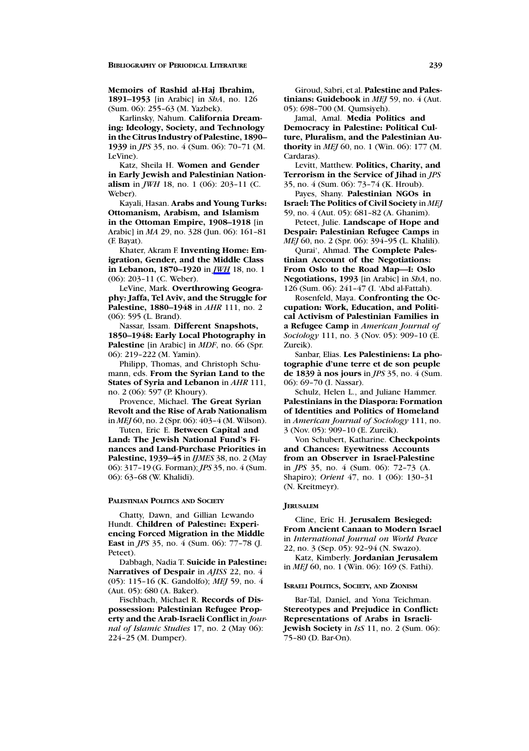**Memoirs of Rashid al-Haj Ibrahim, 1891–1953** [in Arabic] in *ShA*, no. 126 (Sum. 06): 255–63 (M. Yazbek).

Karlinsky, Nahum. **California Dreaming: Ideology, Society, and Technology in the Citrus Industry of Palestine, 1890–1939** in *JPS* 35, no. 4 (Sum. 06): 70–71 (M. LeVine).

Katz, Sheila H. **Women and Gender in Early Jewish and Palestinian Nationalism** in *JWH* 18, no. 1 (06): 203–11 (C. Weber).

Kayali, Hasan. **Arabs and Young Turks: Ottomanism, Arabism, and Islamism in the Ottoman Empire, 1908–1918** [in Arabic] in *MA* 29, no. 328 (Jun. 06): 161–81 (F. Bayat).

Khater, Akram F. **Inventing Home: Emigration, Gender, and the Middle Class in Lebanon, 1870–1920** in *JWH* 18, no. 1 (06): 203–11 (C. Weber).

LeVine, Mark. **Overthrowing Geography: Jaffa, Tel Aviv, and the Struggle for Palestine, 1880–1948** in *AHR* 111, no. 2 (06): 595 (L. Brand).

Nassar, Issam. **Different Snapshots, 1850–1948: Early Local Photography in Palestine** [in Arabic] in *MDF*, no. 66 (Spr. 06): 219–222 (M. Yamin).

Philipp, Thomas, and Christoph Schumann, eds. **From the Syrian Land to the States of Syria and Lebanon** in *AHR* 111, no. 2 (06): 597 (P. Khoury).

Provence, Michael. **The Great Syrian Revolt and the Rise of Arab Nationalism** in *MEJ* 60, no. 2 (Spr. 06): 403–4 (M. Wilson).

Tuten, Eric E. **Between Capital and Land: The Jewish National Fund's Finances and Land-Purchase Priorities in Palestine, 1939–45** in *IJMES* 38, no. 2 (May 06): 317–19 (G. Forman); *JPS* 35, no. 4 (Sum. 06): 63–68 (W. Khalidi).

### Palestinian Politics and Society

Chatty, Dawn, and Gillian Lewando Hundt. **Children of Palestine: Experiencing Forced Migration in the Middle East** in *JPS* 35, no. 4 (Sum. 06): 77–78 (J. Peteet).

Dabbagh, Nadia T. **Suicide in Palestine: Narratives of Despair** in *AJISS* 22, no. 4 (05): 115–16 (K. Gandolfo); *MEJ* 59, no. 4 (Aut. 05): 680 (A. Baker).

Fischbach, Michael R. **Records of Dispossession: Palestinian Refugee Property and the Arab-Israeli Conflict** in *Journal of Islamic Studies* 17, no. 2 (May 06): 224–25 (M. Dumper).

Giroud, Sabri, et al. **Palestine and Palestinians: Guidebook** in *MEJ* 59, no. 4 (Aut. 05): 698–700 (M. Qumsiyeh).

Jamal, Amal. **Media Politics and Democracy in Palestine: Political Culture, Pluralism, and the Palestinian Authority** in *MEJ* 60, no. 1 (Win. 06): 177 (M. Cardaras).

Levitt, Matthew. **Politics, Charity, and Terrorism in the Service of Jihad** in *JPS* 35, no. 4 (Sum. 06): 73–74 (K. Hroub).

Payes, Shany. **Palestinian NGOs in Israel: The Politics of Civil Society** in *MEJ* 59, no. 4 (Aut. 05): 681–82 (A. Ghanim).

Peteet, Julie. **Landscape of Hope and Despair: Palestinian Refugee Camps** in *MEJ* 60, no. 2 (Spr. 06): 394–95 (L. Khalili).

Qurai', Ahmad. **The Complete Palestinian Account of the Negotiations: From Oslo to the Road Map—I: Oslo Negotiations, 1993** [in Arabic] in *ShA*, no. 126 (Sum. 06): 241–47 (I. 'Abd al-Fattah).

Rosenfeld, Maya. **Confronting the Occupation: Work, Education, and Political Activism of Palestinian Families in a Refugee Camp** in *American Journal of Sociology* 111, no. 3 (Nov. 05): 909–10 (E. Zureik).

Sanbar, Elias. **Les Palestiniens: La photographie d'une terre et de son peuple de 1839 à nos jours** in *JPS* 35, no. 4 (Sum. 06): 69–70 (I. Nassar).

Schulz, Helen L., and Juliane Hammer. **Palestinians in the Diaspora: Formation of Identities and Politics of Homeland** in *American Journal of Sociology* 111, no. 3 (Nov. 05): 909–10 (E. Zureik).

Von Schubert, Katharine. **Checkpoints and Chances: Eyewitness Accounts from an Observer in Israel-Palestine** in *JPS* 35, no. 4 (Sum. 06): 72–73 (A. Shapiro); *Orient* 47, no. 1 (06): 130–31 (N. Kreitmeyr).

### Jerusalem

Cline, Eric H. **Jerusalem Besieged: From Ancient Canaan to Modern Israel** in *International Journal on World Peace* 22, no. 3 (Sep. 05): 92–94 (N. Swazo).

Katz, Kimberly. **Jordanian Jerusalem** in *MEJ* 60, no. 1 (Win. 06): 169 (S. Fathi).

### Israeli Politics, Society, and Zionism

Bar-Tal, Daniel, and Yona Teichman. **Stereotypes and Prejudice in Conflict: Representations of Arabs in Israeli-Jewish Society** in *IsS* 11, no. 2 (Sum. 06): 75–80 (D. Bar-On).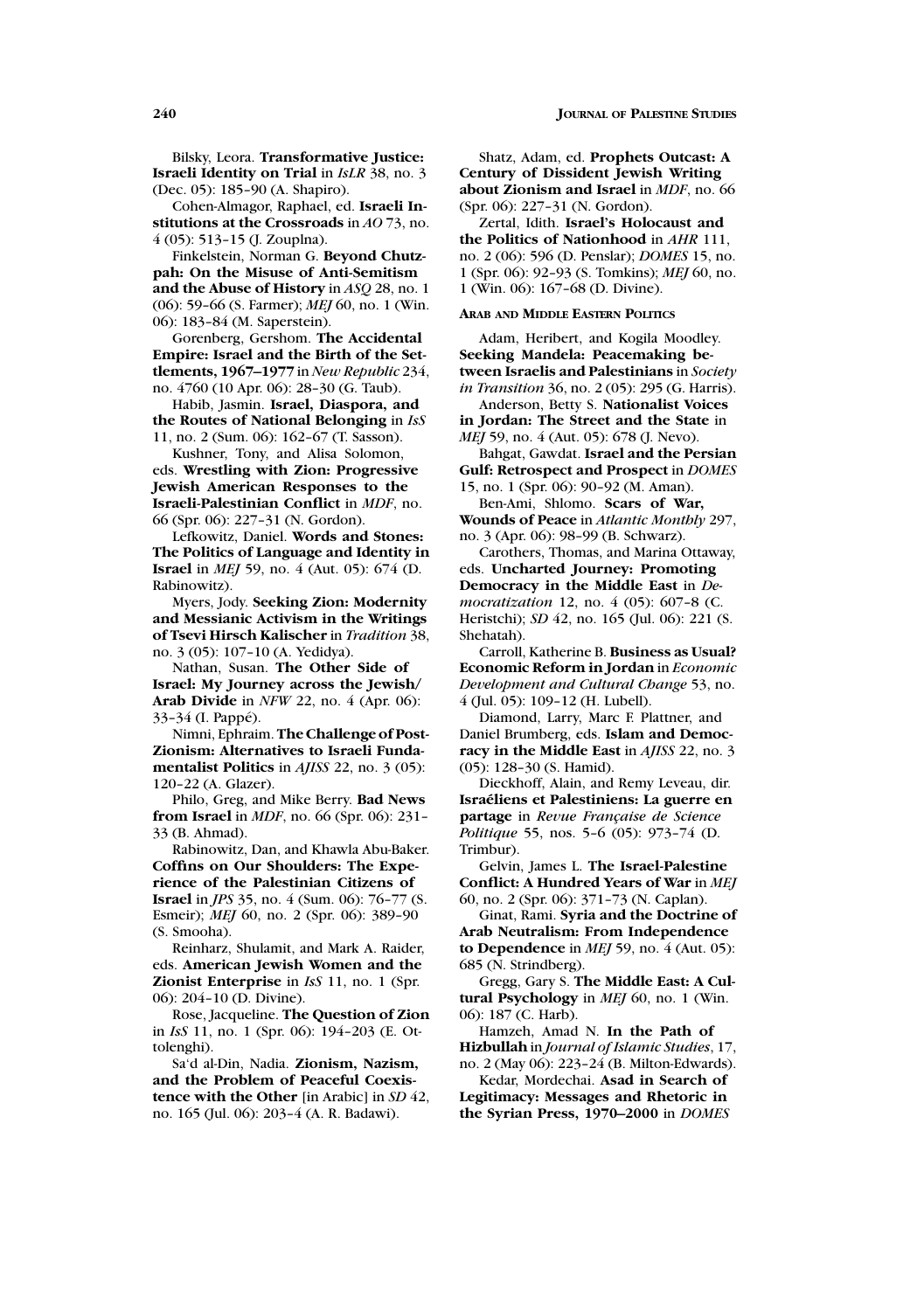Bilsky, Leora. **Transformative Justice: Israeli Identity on Trial** in *IsLR* 38, no. 3 (Dec. 05): 185–90 (A. Shapiro).

Cohen-Almagor, Raphael, ed. **Israeli Institutions at the Crossroads** in *AO* 73, no. 4 (05): 513–15 (J. Zouplna).

Finkelstein, Norman G. **Beyond Chutzpah: On the Misuse of Anti-Semitism and the Abuse of History** in *ASQ* 28, no. 1 (06): 59–66 (S. Farmer); *MEJ* 60, no. 1 (Win. 06): 183–84 (M. Saperstein).

Gorenberg, Gershom. **The Accidental Empire: Israel and the Birth of the Settlements, 1967–1977** in *New Republic* 234, no. 4760 (10 Apr. 06): 28–30 (G. Taub).

Habib, Jasmin. **Israel, Diaspora, and the Routes of National Belonging** in *IsS* 11, no. 2 (Sum. 06): 162–67 (T. Sasson).

Kushner, Tony, and Alisa Solomon, eds. **Wrestling with Zion: Progressive Jewish American Responses to the Israeli-Palestinian Conflict** in *MDF*, no. 66 (Spr. 06): 227–31 (N. Gordon).

Lefkowitz, Daniel. **Words and Stones: The Politics of Language and Identity in Israel** in *MEJ* 59, no. 4 (Aut. 05): 674 (D. Rabinowitz).

Myers, Jody. **Seeking Zion: Modernity and Messianic Activism in the Writings of Tsevi Hirsch Kalischer** in *Tradition* 38, no. 3 (05): 107–10 (A. Yedidya).

Nathan, Susan. **The Other Side of Israel: My Journey across the Jewish/Arab Divide** in *NFW* 22, no. 4 (Apr. 06): 33–34 (I. Pappé).

Nimni, Ephraim. **The Challenge of Post-Zionism: Alternatives to Israeli Fundamentalist Politics** in *AJISS* 22, no. 3 (05): 120–22 (A. Glazer).

Philo, Greg, and Mike Berry. **Bad News from Israel** in *MDF*, no. 66 (Spr. 06): 231–33 (B. Ahmad).

Rabinowitz, Dan, and Khawla Abu-Baker. **Coffins on Our Shoulders: The Experience of the Palestinian Citizens of Israel** in *JPS* 35, no. 4 (Sum. 06): 76–77 (S. Esmeir); *MEJ* 60, no. 2 (Spr. 06): 389–90 (S. Smooha).

Reinharz, Shulamit, and Mark A. Raider, eds. **American Jewish Women and the Zionist Enterprise** in *IsS* 11, no. 1 (Spr. 06): 204–10 (D. Divine).

Rose, Jacqueline. **The Question of Zion** in *IsS* 11, no. 1 (Spr. 06): 194–203 (E. Ottolenghi).

Sa'd al-Din, Nadia. **Zionism, Nazism, and the Problem of Peaceful Coexistence with the Other** [in Arabic] in *SD* 42, no. 165 (Jul. 06): 203–4 (A. R. Badawi).

Shatz, Adam, ed. **Prophets Outcast: A Century of Dissident Jewish Writing about Zionism and Israel** in *MDF*, no. 66 (Spr. 06): 227–31 (N. Gordon).

Zertal, Idith. **Israel's Holocaust and the Politics of Nationhood** in *AHR* 111, no. 2 (06): 596 (D. Penslar); *DOMES* 15, no. 1 (Spr. 06): 92–93 (S. Tomkins); *MEJ* 60, no. 1 (Win. 06): 167–68 (D. Divine).

### ARAB AND MIDDLE EASTERN POLITICS

Adam, Heribert, and Kogila Moodley. **Seeking Mandela: Peacemaking between Israelis and Palestinians** in *Society in Transition* 36, no. 2 (05): 295 (G. Harris).

Anderson, Betty S. **Nationalist Voices in Jordan: The Street and the State** in *MEJ* 59, no. 4 (Aut. 05): 678 (J. Nevo).

Bahgat, Gawdat. **Israel and the Persian Gulf: Retrospect and Prospect** in *DOMES* 15, no. 1 (Spr. 06): 90–92 (M. Aman).

Ben-Ami, Shlomo. **Scars of War, Wounds of Peace** in *Atlantic Monthly* 297, no. 3 (Apr. 06): 98–99 (B. Schwarz).

Carothers, Thomas, and Marina Ottaway, eds. **Uncharted Journey: Promoting Democracy in the Middle East** in *Democratization* 12, no. 4 (05): 607–8 (C. Heristchi); *SD* 42, no. 165 (Jul. 06): 221 (S. Shehatah).

Carroll, Katherine B. **Business as Usual? Economic Reform in Jordan** in *Economic Development and Cultural Change* 53, no. 4 (Jul. 05): 109–12 (H. Lubell).

Diamond, Larry, Marc F. Plattner, and Daniel Brumberg, eds. **Islam and Democracy in the Middle East** in *AJISS* 22, no. 3 (05): 128–30 (S. Hamid).

Dieckhoff, Alain, and Remy Leveau, dir. **Israéliens et Palestiniens: La guerre en partage** in *Revue Française de Science Politique* 55, nos. 5–6 (05): 973–74 (D. Trimbur).

Gelvin, James L. **The Israel-Palestine Conflict: A Hundred Years of War** in *MEJ* 60, no. 2 (Spr. 06): 371–73 (N. Caplan).

Ginat, Rami. **Syria and the Doctrine of Arab Neutralism: From Independence to Dependence** in *MEJ* 59, no. 4 (Aut. 05): 685 (N. Strindberg).

Gregg, Gary S. **The Middle East: A Cultural Psychology** in *MEJ* 60, no. 1 (Win. 06): 187 (C. Harb).

Hamzeh, Amad N. **In the Path of Hizbullah** in *Journal of Islamic Studies*, 17, no. 2 (May 06): 223–24 (B. Milton-Edwards).

Kedar, Mordechai. **Asad in Search of Legitimacy: Messages and Rhetoric in the Syrian Press, 1970–2000** in *DOMES*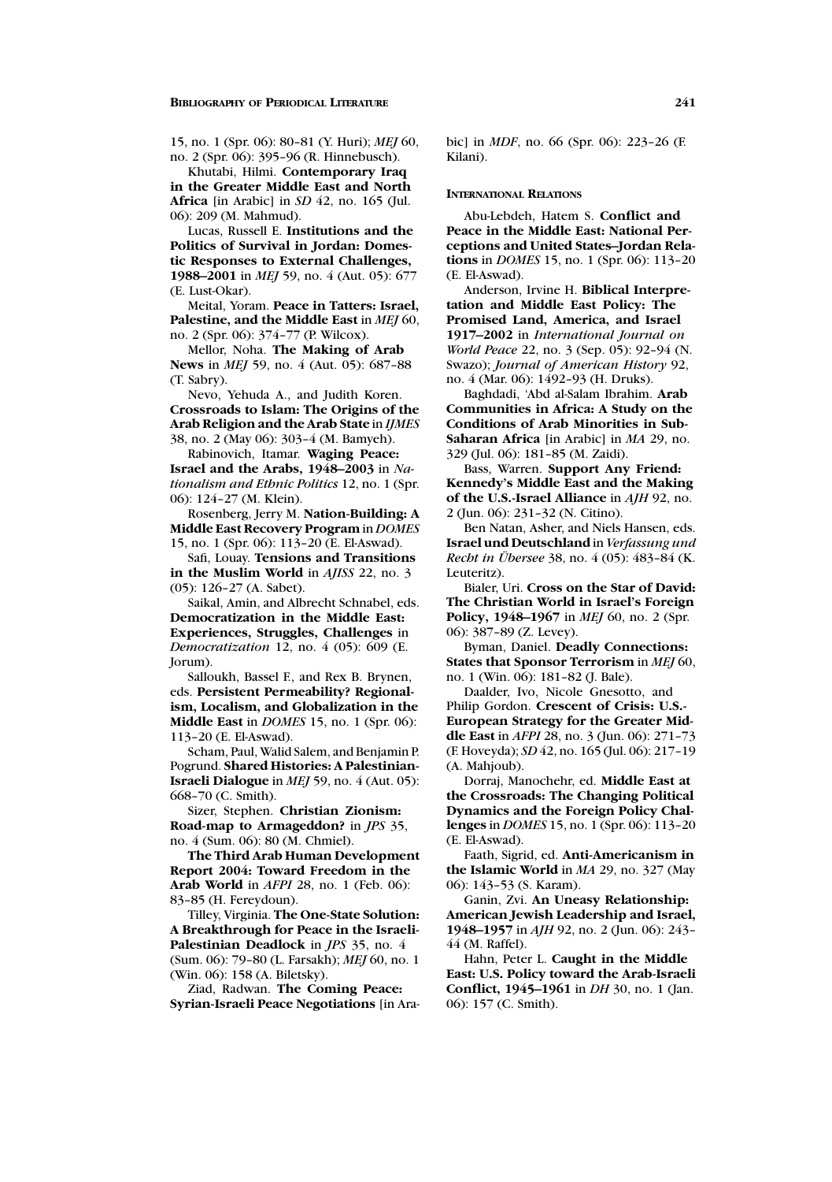15, no. 1 (Spr. 06): 80–81 (Y. Huri); *MEJ* 60, no. 2 (Spr. 06): 395–96 (R. Hinnebusch).

Khutabi, Hilmi. **Contemporary Iraq in the Greater Middle East and North Africa** [in Arabic] in *SD* 42, no. 165 (Jul. 06): 209 (M. Mahmud).

Lucas, Russell E. **Institutions and the Politics of Survival in Jordan: Domestic Responses to External Challenges, 1988–2001** in *MEJ* 59, no. 4 (Aut. 05): 677 (E. Lust-Okar).

Meital, Yoram. **Peace in Tatters: Israel, Palestine, and the Middle East** in *MEJ* 60, no. 2 (Spr. 06): 374–77 (P. Wilcox).

Mellor, Noha. **The Making of Arab News** in *MEJ* 59, no. 4 (Aut. 05): 687–88 (T. Sabry).

Nevo, Yehuda A., and Judith Koren. **Crossroads to Islam: The Origins of the Arab Religion and the Arab State** in *IJMES* 38, no. 2 (May 06): 303–4 (M. Bamyeh).

Rabinovich, Itamar. **Waging Peace: Israel and the Arabs, 1948–2003** in *Nationalism and Ethnic Politics* 12, no. 1 (Spr. 06): 124–27 (M. Klein).

Rosenberg, Jerry M. **Nation-Building: A Middle East Recovery Program** in *DOMES* 15, no. 1 (Spr. 06): 113–20 (E. El-Aswad).

Safi, Louay. **Tensions and Transitions in the Muslim World** in *AJISS* 22, no. 3 (05): 126–27 (A. Sabet).

Saikal, Amin, and Albrecht Schnabel, eds. **Democratization in the Middle East: Experiences, Struggles, Challenges** in *Democratization* 12, no. 4 (05): 609 (E. Jorum).

Salloukh, Bassel F., and Rex B. Brynen, eds. **Persistent Permeability? Regionalism, Localism, and Globalization in the Middle East** in *DOMES* 15, no. 1 (Spr. 06): 113–20 (E. El-Aswad).

Scham, Paul, Walid Salem, and Benjamin P. Pogrund. **Shared Histories: A Palestinian-Israeli Dialogue** in *MEJ* 59, no. 4 (Aut. 05): 668–70 (C. Smith).

Sizer, Stephen. **Christian Zionism: Road-map to Armageddon?** in *JPS* 35, no. 4 (Sum. 06): 80 (M. Chmiel).

**The Third Arab Human Development Report 2004: Toward Freedom in the Arab World** in *AFPI* 28, no. 1 (Feb. 06): 83–85 (H. Fereydoun).

Tilley, Virginia. **The One-State Solution: A Breakthrough for Peace in the Israeli-Palestinian Deadlock** in *JPS* 35, no. 4 (Sum. 06): 79–80 (L. Farsakh); *MEJ* 60, no. 1 (Win. 06): 158 (A. Biletsky).

Ziad, Radwan. **The Coming Peace: Syrian-Israeli Peace Negotiations** [in Arabic] in *MDF*, no. 66 (Spr. 06): 223–26 (F. Kilani).

## INTERNATIONAL RELATIONS

Abu-Lebdeh, Hatem S. **Conflict and Peace in the Middle East: National Perceptions and United States–Jordan Relations** in *DOMES* 15, no. 1 (Spr. 06): 113–20 (E. El-Aswad).

Anderson, Irvine H. **Biblical Interpretation and Middle East Policy: The Promised Land, America, and Israel 1917–2002** in *International Journal on World Peace* 22, no. 3 (Sep. 05): 92–94 (N. Swazo); *Journal of American History* 92, no. 4 (Mar. 06): 1492–93 (H. Druks).

Baghdadi, 'Abd al-Salam Ibrahim. **Arab Communities in Africa: A Study on the Conditions of Arab Minorities in Sub-Saharan Africa** [in Arabic] in *MA* 29, no. 329 (Jul. 06): 181–85 (M. Zaidi).

Bass, Warren. **Support Any Friend: Kennedy's Middle East and the Making of the U.S.-Israel Alliance** in *AJH* 92, no. 2 (Jun. 06): 231–32 (N. Citino).

Ben Natan, Asher, and Niels Hansen, eds. **Israel und Deutschland** in *Verfassung und Recht in Übersee* 38, no. 4 (05): 483–84 (K. Leuteritz).

Bialer, Uri. **Cross on the Star of David: The Christian World in Israel's Foreign Policy, 1948–1967** in *MEJ* 60, no. 2 (Spr. 06): 387–89 (Z. Levey).

Byman, Daniel. **Deadly Connections: States that Sponsor Terrorism** in *MEJ* 60, no. 1 (Win. 06): 181–82 (J. Bale).

Daalder, Ivo, Nicole Gnesotto, and Philip Gordon. **Crescent of Crisis: U.S.-European Strategy for the Greater Middle East** in *AFPI* 28, no. 3 (Jun. 06): 271–73 (F. Hoveyda); *SD* 42, no. 165 (Jul. 06): 217–19 (A. Mahjoub).

Dorraj, Manochehr, ed. **Middle East at the Crossroads: The Changing Political Dynamics and the Foreign Policy Challenges** in *DOMES* 15, no. 1 (Spr. 06): 113–20 (E. El-Aswad).

Faath, Sigrid, ed. **Anti-Americanism in the Islamic World** in *MA* 29, no. 327 (May 06): 143–53 (S. Karam).

Ganin, Zvi. **An Uneasy Relationship: American Jewish Leadership and Israel, 1948–1957** in *AJH* 92, no. 2 (Jun. 06): 243–44 (M. Raffel).

Hahn, Peter L. **Caught in the Middle East: U.S. Policy toward the Arab-Israeli Conflict, 1945–1961** in *DH* 30, no. 1 (Jan. 06): 157 (C. Smith).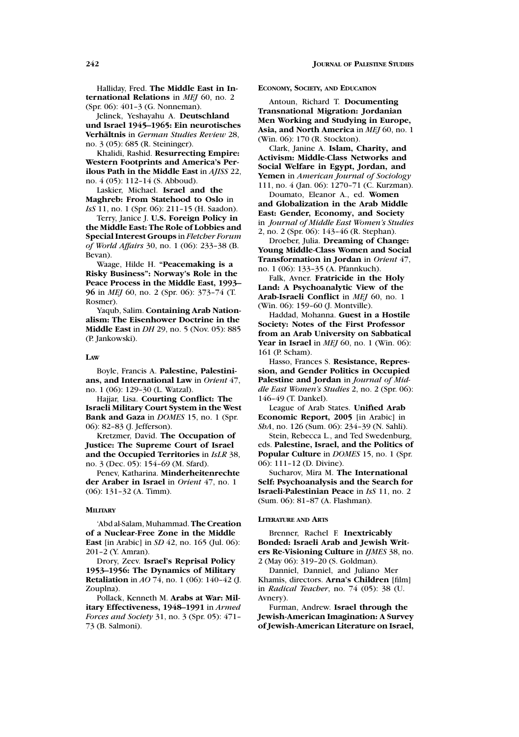Halliday, Fred. **The Middle East in International Relations** in *MEJ* 60, no. 2 (Spr. 06): 401–3 (G. Nonneman).

Jelinek, Yeshayahu A. **Deutschland und Israel 1945–1965: Ein neurotisches Verhältnis** in *German Studies Review* 28, no. 3 (05): 685 (R. Steininger).

Khalidi, Rashid. **Resurrecting Empire: Western Footprints and America's Perilous Path in the Middle East** in *AJISS* 22, no. 4 (05): 112–14 (S. Abboud).

Laskier, Michael. **Israel and the Maghreb: From Statehood to Oslo** in *IsS* 11, no. 1 (Spr. 06): 211–15 (H. Saadon).

Terry, Janice J. **U.S. Foreign Policy in the Middle East: The Role of Lobbies and Special Interest Groups** in *Fletcher Forum of World Affairs* 30, no. 1 (06): 233–38 (B. Bevan).

Waage, Hilde H. **"Peacemaking is a Risky Business": Norway's Role in the Peace Process in the Middle East, 1993–96** in *MEJ* 60, no. 2 (Spr. 06): 373–74 (T. Rosmer).

Yaqub, Salim. **Containing Arab Nationalism: The Eisenhower Doctrine in the Middle East** in *DH* 29, no. 5 (Nov. 05): 885 (P. Jankowski).

### LAW

Boyle, Francis A. **Palestine, Palestinians, and International Law** in *Orient* 47, no. 1 (06): 129–30 (L. Watzal).

Hajjar, Lisa. **Courting Conflict: The Israeli Military Court System in the West Bank and Gaza** in *DOMES* 15, no. 1 (Spr. 06): 82–83 (J. Jefferson).

Kretzmer, David. **The Occupation of Justice: The Supreme Court of Israel and the Occupied Territories** in *IsLR* 38, no. 3 (Dec. 05): 154–69 (M. Sfard).

Penev, Katharina. **Minderheitenrechte der Araber in Israel** in *Orient* 47, no. 1 (06): 131–32 (A. Timm).

### MILITARY

'Abd al-Salam, Muhammad. **The Creation of a Nuclear-Free Zone in the Middle East** [in Arabic] in *SD* 42, no. 165 (Jul. 06): 201–2 (Y. Amran).

Drory, Zeev. **Israel's Reprisal Policy 1953–1956: The Dynamics of Military Retaliation** in *AO* 74, no. 1 (06): 140–42 (J. Zouplna).

Pollack, Kenneth M. **Arabs at War: Military Effectiveness, 1948–1991** in *Armed Forces and Society* 31, no. 3 (Spr. 05): 471–73 (B. Salmoni).

### ECONOMY, SOCIETY, AND EDUCATION

Antoun, Richard T. **Documenting Transnational Migration: Jordanian Men Working and Studying in Europe, Asia, and North America** in *MEJ* 60, no. 1 (Win. 06): 170 (R. Stockton).

Clark, Janine A. **Islam, Charity, and Activism: Middle-Class Networks and Social Welfare in Egypt, Jordan, and Yemen** in *American Journal of Sociology* 111, no. 4 (Jan. 06): 1270–71 (C. Kurzman).

Doumato, Eleanor A., ed. **Women and Globalization in the Arab Middle East: Gender, Economy, and Society** in *Journal of Middle East Women's Studies* 2, no. 2 (Spr. 06): 143–46 (R. Stephan).

Droeber, Julia. **Dreaming of Change: Young Middle-Class Women and Social Transformation in Jordan** in *Orient* 47, no. 1 (06): 133–35 (A. Pfannkuch).

Falk, Avner. **Fratricide in the Holy Land: A Psychoanalytic View of the Arab-Israeli Conflict** in *MEJ* 60, no. 1 (Win. 06): 159–60 (J. Montville).

Haddad, Mohanna. **Guest in a Hostile Society: Notes of the First Professor from an Arab University on Sabbatical Year in Israel** in *MEJ* 60, no. 1 (Win. 06): 161 (P. Scham).

Hasso, Frances S. **Resistance, Repression, and Gender Politics in Occupied Palestine and Jordan** in *Journal of Middle East Women's Studies* 2, no. 2 (Spr. 06): 146–49 (T. Dankel).

League of Arab States. **Unified Arab Economic Report, 2005** [in Arabic] in *ShA*, no. 126 (Sum. 06): 234–39 (N. Sahli).

Stein, Rebecca L., and Ted Swedenburg, eds. **Palestine, Israel, and the Politics of Popular Culture** in *DOMES* 15, no. 1 (Spr. 06): 111–12 (D. Divine).

Sucharov, Mira M. **The International Self: Psychoanalysis and the Search for Israeli-Palestinian Peace** in *IsS* 11, no. 2 (Sum. 06): 81–87 (A. Flashman).

### LITERATURE AND ARTS

Brenner, Rachel F. **Inextricably Bonded: Israeli Arab and Jewish Writers Re-Visioning Culture** in *IJMES* 38, no. 2 (May 06): 319–20 (S. Goldman).

Danniel, Danniel, and Juliano Mer Khamis, directors. **Arna's Children** [film] in *Radical Teacher*, no. 74 (05): 38 (U. Avnery).

Furman, Andrew. **Israel through the Jewish-American Imagination: A Survey of Jewish-American Literature on Israel,**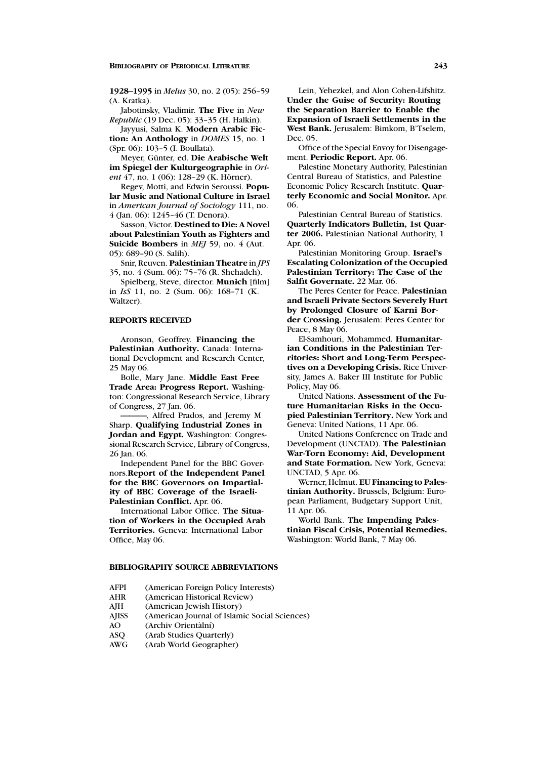**1928–1995** in *Melus* 30, no. 2 (05): 256–59 (A. Kratka).

Jabotinsky, Vladimir. **The Five** in *New Republic* (19 Dec. 05): 33–35 (H. Halkin).

Jayyusi, Salma K. **Modern Arabic Fiction: An Anthology** in *DOMES* 15, no. 1 (Spr. 06): 103–5 (I. Boullata).

Meyer, Günter, ed. **Die Arabische Welt im Spiegel der Kulturgeographie** in *Orient* 47, no. 1 (06): 128–29 (K. Hörner).

Regev, Motti, and Edwin Seroussi. **Popular Music and National Culture in Israel** in *American Journal of Sociology* 111, no. 4 (Jan. 06): 1245–46 (T. Denora).

Sasson, Victor. **Destined to Die: A Novel about Palestinian Youth as Fighters and Suicide Bombers** in *MEJ* 59, no. 4 (Aut. 05): 689–90 (S. Salih).

Snir, Reuven. **Palestinian Theatre** in *JPS* 35, no. 4 (Sum. 06): 75–76 (R. Shehadeh).

Spielberg, Steve, director. **Munich** [film] in *IsS* 11, no. 2 (Sum. 06): 168–71 (K. Waltzer).

## REPORTS RECEIVED

Aronson, Geoffrey. **Financing the Palestinian Authority.** Canada: International Development and Research Center, 25 May 06.

Bolle, Mary Jane. **Middle East Free Trade Area: Progress Report.** Washington: Congressional Research Service, Library of Congress, 27 Jan. 06.

———, Alfred Prados, and Jeremy M Sharp. **Qualifying Industrial Zones in Jordan and Egypt.** Washington: Congressional Research Service, Library of Congress, 26 Jan. 06.

Independent Panel for the BBC Governors.**Report of the Independent Panel for the BBC Governors on Impartiality of BBC Coverage of the Israeli-Palestinian Conflict.** Apr. 06.

International Labor Office. **The Situation of Workers in the Occupied Arab Territories.** Geneva: International Labor Office, May 06.

Lein, Yehezkel, and Alon Cohen-Lifshitz. **Under the Guise of Security: Routing the Separation Barrier to Enable the Expansion of Israeli Settlements in the West Bank.** Jerusalem: Bimkom, B'Tselem, Dec. 05.

Office of the Special Envoy for Disengagement. **Periodic Report.** Apr. 06.

Palestine Monetary Authority, Palestinian Central Bureau of Statistics, and Palestine Economic Policy Research Institute. **Quarterly Economic and Social Monitor.** Apr. 06.

Palestinian Central Bureau of Statistics. **Quarterly Indicators Bulletin, 1st Quarter 2006.** Palestinian National Authority, 1 Apr. 06.

Palestinian Monitoring Group. **Israel's Escalating Colonization of the Occupied Palestinian Territory: The Case of the Salfit Governate.** 22 Mar. 06.

The Peres Center for Peace. **Palestinian and Israeli Private Sectors Severely Hurt by Prolonged Closure of Karni Border Crossing.** Jerusalem: Peres Center for Peace, 8 May 06.

El-Samhouri, Mohammed. **Humanitarian Conditions in the Palestinian Territories: Short and Long-Term Perspectives on a Developing Crisis.** Rice University, James A. Baker III Institute for Public Policy, May 06.

United Nations. **Assessment of the Future Humanitarian Risks in the Occupied Palestinian Territory.** New York and Geneva: United Nations, 11 Apr. 06.

United Nations Conference on Trade and Development (UNCTAD). **The Palestinian War-Torn Economy: Aid, Development and State Formation.** New York, Geneva: UNCTAD, 5 Apr. 06.

Werner, Helmut. **EU Financing to Palestinian Authority.** Brussels, Belgium: European Parliament, Budgetary Support Unit, 11 Apr. 06.

World Bank. **The Impending Palestinian Fiscal Crisis, Potential Remedies.** Washington: World Bank, 7 May 06.

## BIBLIOGRAPHY SOURCE ABBREVIATIONS

AFPI (American Foreign Policy Interests)
AHR (American Historical Review)
AJH (American Jewish History)
AJISS (American Journal of Islamic Social Sciences)
AO (Archiv Orientàlní)
ASQ (Arab Studies Quarterly)
AWG (Arab World Geographer)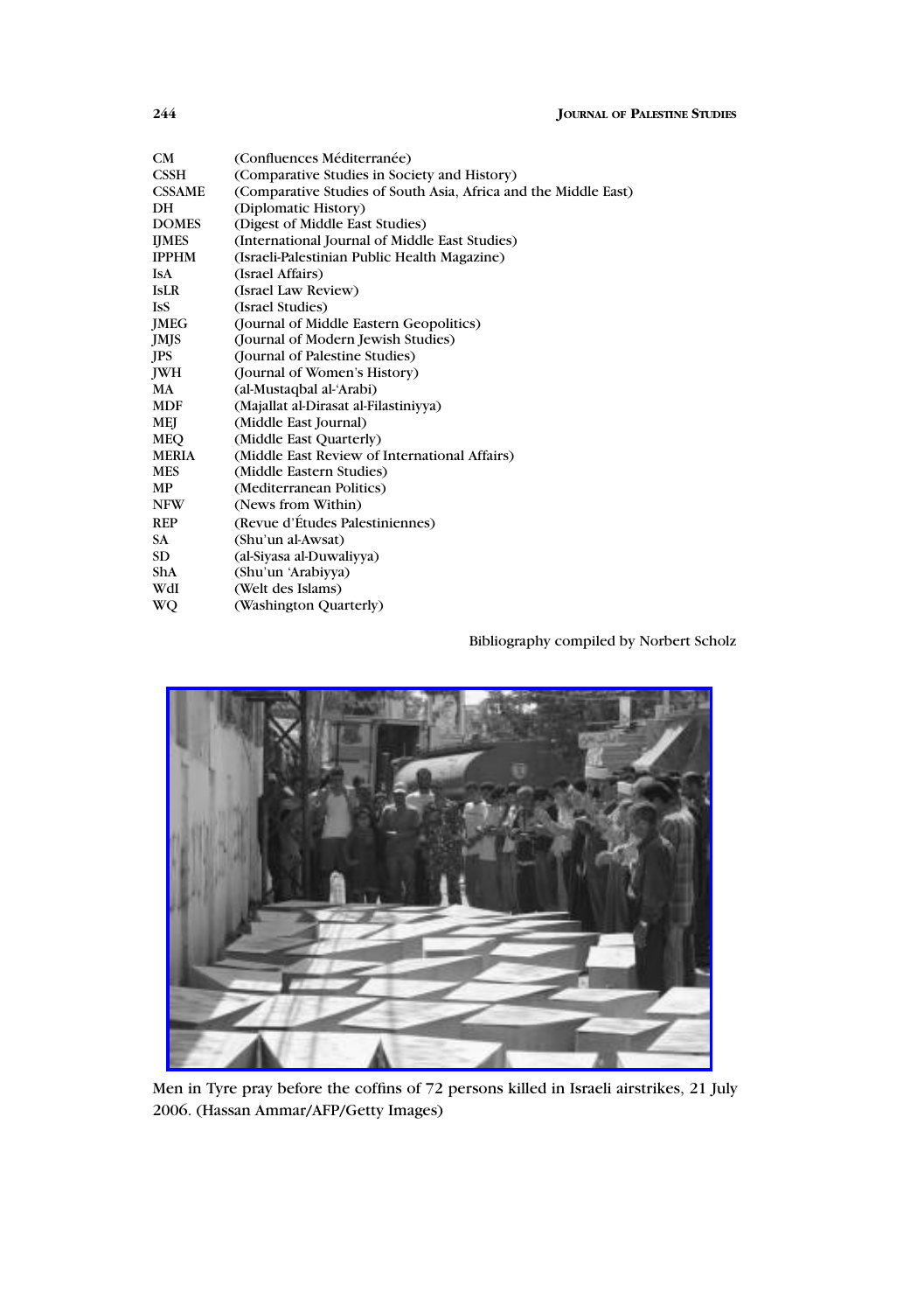| | |
|---|---|
| CM | (Confluences Méditerranée) |
| CSSH | (Comparative Studies in Society and History) |
| CSSAME | (Comparative Studies of South Asia, Africa and the Middle East) |
| DH | (Diplomatic History) |
| DOMES | (Digest of Middle East Studies) |
| IJMES | (International Journal of Middle East Studies) |
| IPPHM | (Israeli-Palestinian Public Health Magazine) |
| IsA | (Israel Affairs) |
| IsLR | (Israel Law Review) |
| IsS | (Israel Studies) |
| JMEG | (Journal of Middle Eastern Geopolitics) |
| JMJS | (Journal of Modern Jewish Studies) |
| JPS | (Journal of Palestine Studies) |
| JWH | (Journal of Women's History) |
| MA | (al-Mustaqbal al-'Arabi) |
| MDF | (Majallat al-Dirasat al-Filastiniyya) |
| MEJ | (Middle East Journal) |
| MEQ | (Middle East Quarterly) |
| MERIA | (Middle East Review of International Affairs) |
| MES | (Middle Eastern Studies) |
| MP | (Mediterranean Politics) |
| NFW | (News from Within) |
| REP | (Revue d'Études Palestiniennes) |
| SA | (Shu'un al-Awsat) |
| SD | (al-Siyasa al-Duwaliyya) |
| ShA | (Shu'un 'Arabiyya) |
| WdI | (Welt des Islams) |
| WQ | (Washington Quarterly) |

Bibliography compiled by Norbert Scholz

Men in Tyre pray before the coffins of 72 persons killed in Israeli airstrikes, 21 July 2006. (Hassan Ammar/AFP/Getty Images)